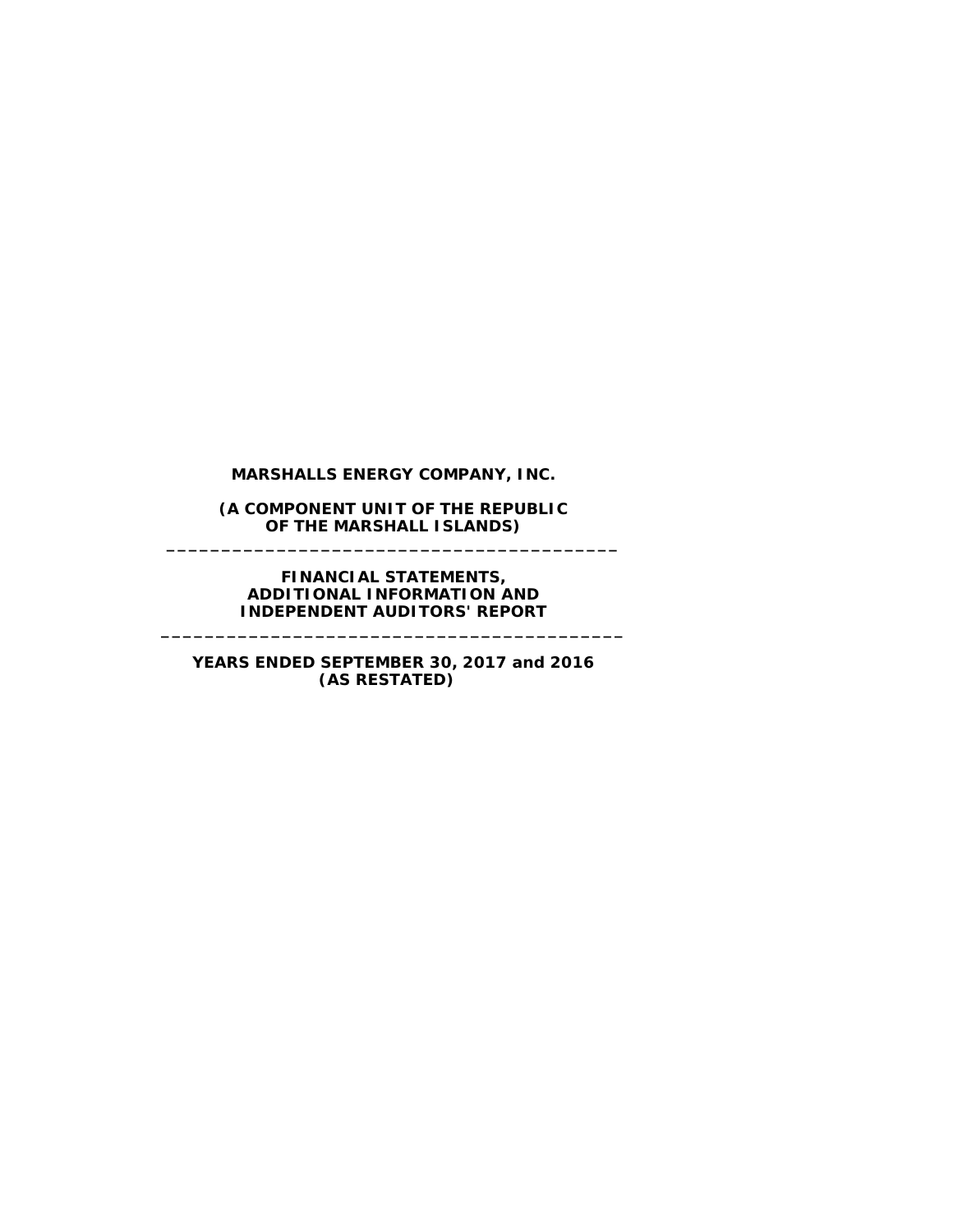**MARSHALLS ENERGY COMPANY, INC.**

**(A COMPONENT UNIT OF THE REPUBLIC OF THE MARSHALL ISLANDS)**

---

**FINANCIAL STATEMENTS, ADDITIONAL INFORMATION AND INDEPENDENT AUDITORS' REPORT**

---

**YEARS ENDED SEPTEMBER 30, 2017 and 2016 (AS RESTATED)**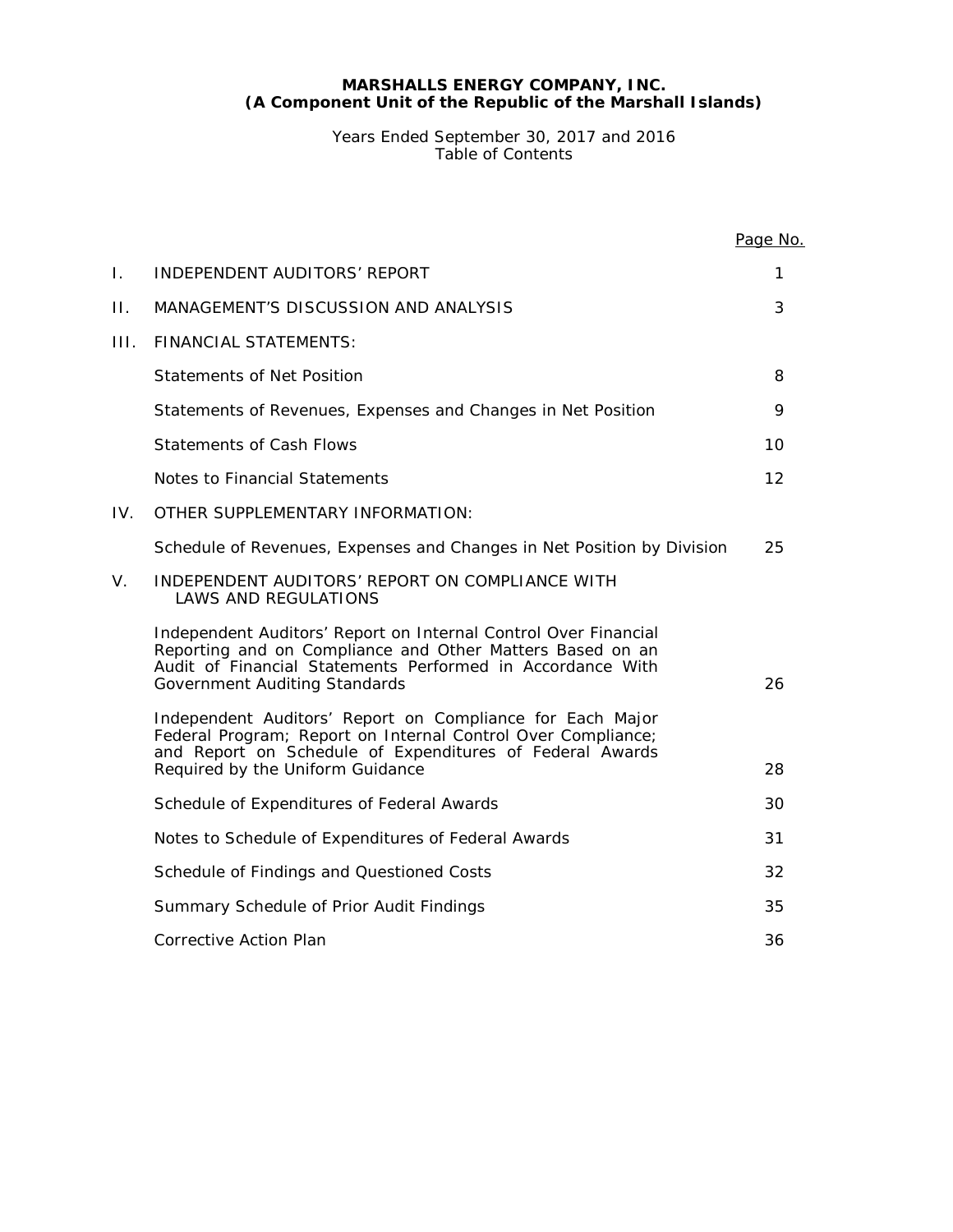**MARSHALLS ENERGY COMPANY, INC.**
**(A Component Unit of the Republic of the Marshall Islands)**

Years Ended September 30, 2017 and 2016
Table of Contents

| | | Page No. |
|---|---|---|
| I. | INDEPENDENT AUDITORS' REPORT | 1 |
| II. | MANAGEMENT'S DISCUSSION AND ANALYSIS | 3 |
| III. | FINANCIAL STATEMENTS: | |
| | Statements of Net Position | 8 |
| | Statements of Revenues, Expenses and Changes in Net Position | 9 |
| | Statements of Cash Flows | 10 |
| | Notes to Financial Statements | 12 |
| IV. | OTHER SUPPLEMENTARY INFORMATION: | |
| | Schedule of Revenues, Expenses and Changes in Net Position by Division | 25 |
| V. | INDEPENDENT AUDITORS' REPORT ON COMPLIANCE WITH LAWS AND REGULATIONS | |
| | Independent Auditors' Report on Internal Control Over Financial Reporting and on Compliance and Other Matters Based on an Audit of Financial Statements Performed in Accordance With *Government Auditing Standards* | 26 |
| | Independent Auditors' Report on Compliance for Each Major Federal Program; Report on Internal Control Over Compliance; and Report on Schedule of Expenditures of Federal Awards Required by the Uniform Guidance | 28 |
| | Schedule of Expenditures of Federal Awards | 30 |
| | Notes to Schedule of Expenditures of Federal Awards | 31 |
| | Schedule of Findings and Questioned Costs | 32 |
| | Summary Schedule of Prior Audit Findings | 35 |
| | Corrective Action Plan | 36 |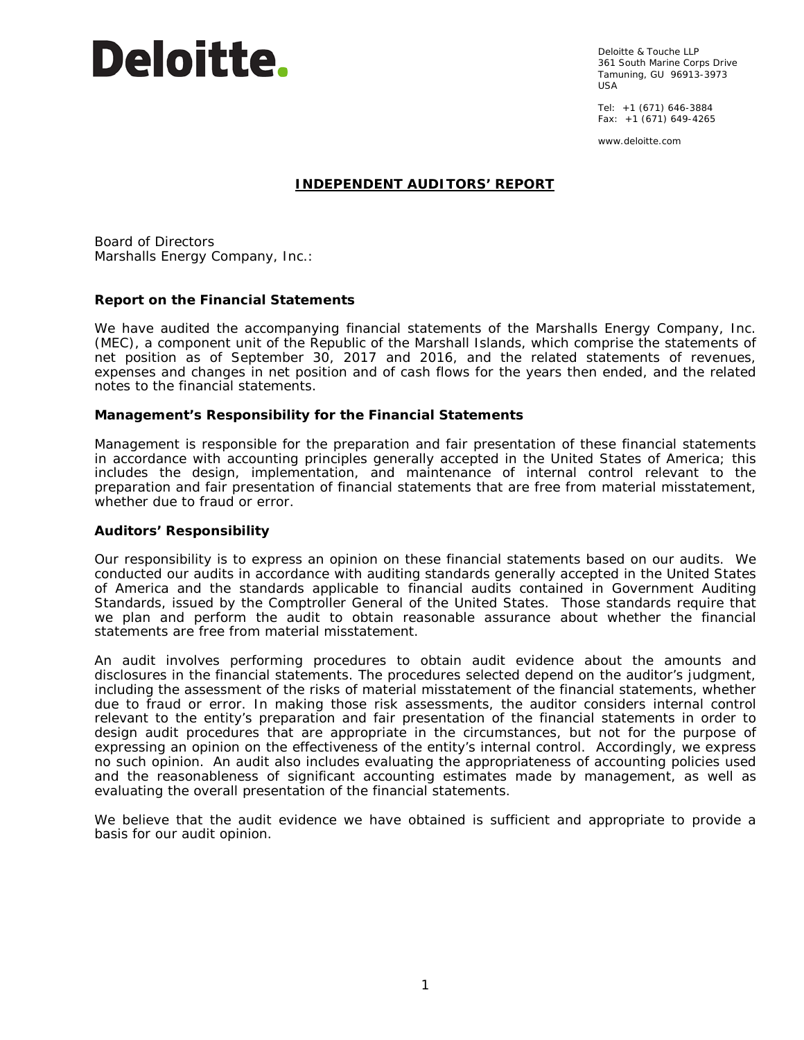Deloitte.

Deloitte & Touche LLP
361 South Marine Corps Drive
Tamuning, GU 96913-3973
USA

Tel: +1 (671) 646-3884
Fax: +1 (671) 649-4265

www.deloitte.com

## INDEPENDENT AUDITORS' REPORT

Board of Directors
Marshalls Energy Company, Inc.:

### Report on the Financial Statements

We have audited the accompanying financial statements of the Marshalls Energy Company, Inc. (MEC), a component unit of the Republic of the Marshall Islands, which comprise the statements of net position as of September 30, 2017 and 2016, and the related statements of revenues, expenses and changes in net position and of cash flows for the years then ended, and the related notes to the financial statements.

### Management's Responsibility for the Financial Statements

Management is responsible for the preparation and fair presentation of these financial statements in accordance with accounting principles generally accepted in the United States of America; this includes the design, implementation, and maintenance of internal control relevant to the preparation and fair presentation of financial statements that are free from material misstatement, whether due to fraud or error.

### Auditors' Responsibility

Our responsibility is to express an opinion on these financial statements based on our audits. We conducted our audits in accordance with auditing standards generally accepted in the United States of America and the standards applicable to financial audits contained in Government Auditing Standards, issued by the Comptroller General of the United States. Those standards require that we plan and perform the audit to obtain reasonable assurance about whether the financial statements are free from material misstatement.

An audit involves performing procedures to obtain audit evidence about the amounts and disclosures in the financial statements. The procedures selected depend on the auditor's judgment, including the assessment of the risks of material misstatement of the financial statements, whether due to fraud or error. In making those risk assessments, the auditor considers internal control relevant to the entity's preparation and fair presentation of the financial statements in order to design audit procedures that are appropriate in the circumstances, but not for the purpose of expressing an opinion on the effectiveness of the entity's internal control. Accordingly, we express no such opinion. An audit also includes evaluating the appropriateness of accounting policies used and the reasonableness of significant accounting estimates made by management, as well as evaluating the overall presentation of the financial statements.

We believe that the audit evidence we have obtained is sufficient and appropriate to provide a basis for our audit opinion.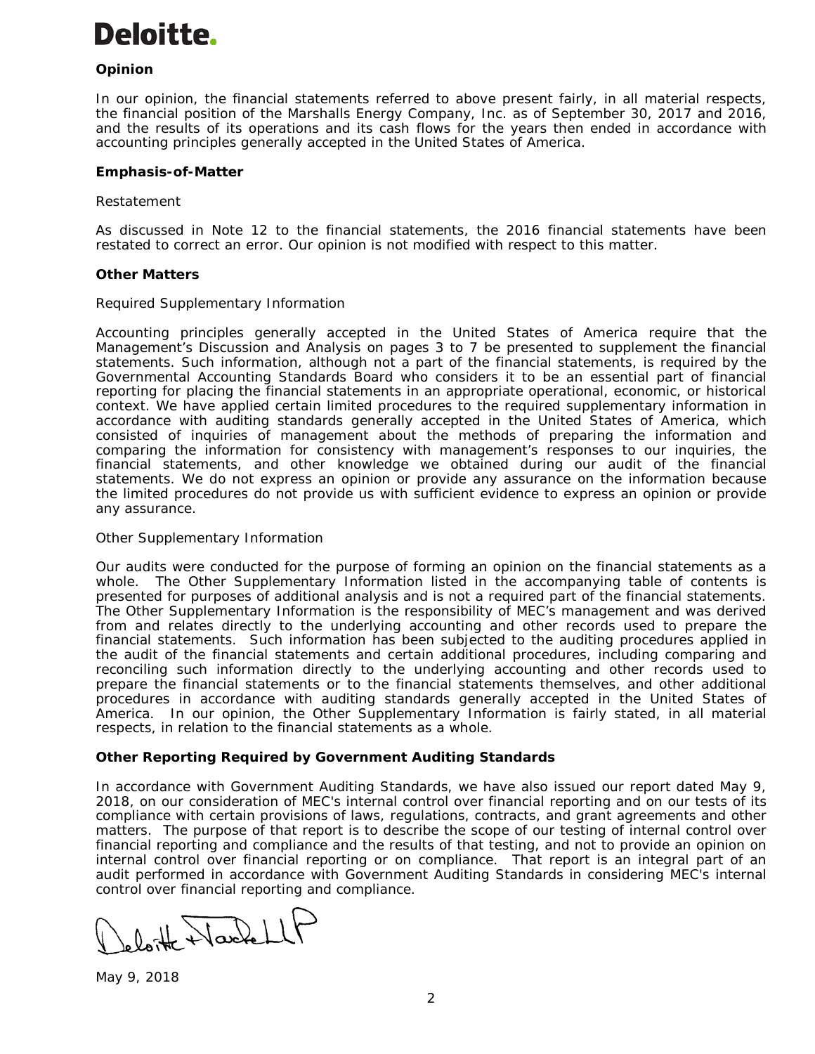**Deloitte.**

**Opinion**

In our opinion, the financial statements referred to above present fairly, in all material respects, the financial position of the Marshalls Energy Company, Inc. as of September 30, 2017 and 2016, and the results of its operations and its cash flows for the years then ended in accordance with accounting principles generally accepted in the United States of America.

**Emphasis-of-Matter**

Restatement

As discussed in Note 12 to the financial statements, the 2016 financial statements have been restated to correct an error. Our opinion is not modified with respect to this matter.

**Other Matters**

Required Supplementary Information

Accounting principles generally accepted in the United States of America require that the Management's Discussion and Analysis on pages 3 to 7 be presented to supplement the financial statements. Such information, although not a part of the financial statements, is required by the Governmental Accounting Standards Board who considers it to be an essential part of financial reporting for placing the financial statements in an appropriate operational, economic, or historical context. We have applied certain limited procedures to the required supplementary information in accordance with auditing standards generally accepted in the United States of America, which consisted of inquiries of management about the methods of preparing the information and comparing the information for consistency with management's responses to our inquiries, the financial statements, and other knowledge we obtained during our audit of the financial statements. We do not express an opinion or provide any assurance on the information because the limited procedures do not provide us with sufficient evidence to express an opinion or provide any assurance.

Other Supplementary Information

Our audits were conducted for the purpose of forming an opinion on the financial statements as a whole. The Other Supplementary Information listed in the accompanying table of contents is presented for purposes of additional analysis and is not a required part of the financial statements. The Other Supplementary Information is the responsibility of MEC's management and was derived from and relates directly to the underlying accounting and other records used to prepare the financial statements. Such information has been subjected to the auditing procedures applied in the audit of the financial statements and certain additional procedures, including comparing and reconciling such information directly to the underlying accounting and other records used to prepare the financial statements or to the financial statements themselves, and other additional procedures in accordance with auditing standards generally accepted in the United States of America. In our opinion, the Other Supplementary Information is fairly stated, in all material respects, in relation to the financial statements as a whole.

**Other Reporting Required by Government Auditing Standards**

In accordance with Government Auditing Standards, we have also issued our report dated May 9, 2018, on our consideration of MEC's internal control over financial reporting and on our tests of its compliance with certain provisions of laws, regulations, contracts, and grant agreements and other matters. The purpose of that report is to describe the scope of our testing of internal control over financial reporting and compliance and the results of that testing, and not to provide an opinion on internal control over financial reporting or on compliance. That report is an integral part of an audit performed in accordance with Government Auditing Standards in considering MEC's internal control over financial reporting and compliance.

Deloitte & Touche LLP

May 9, 2018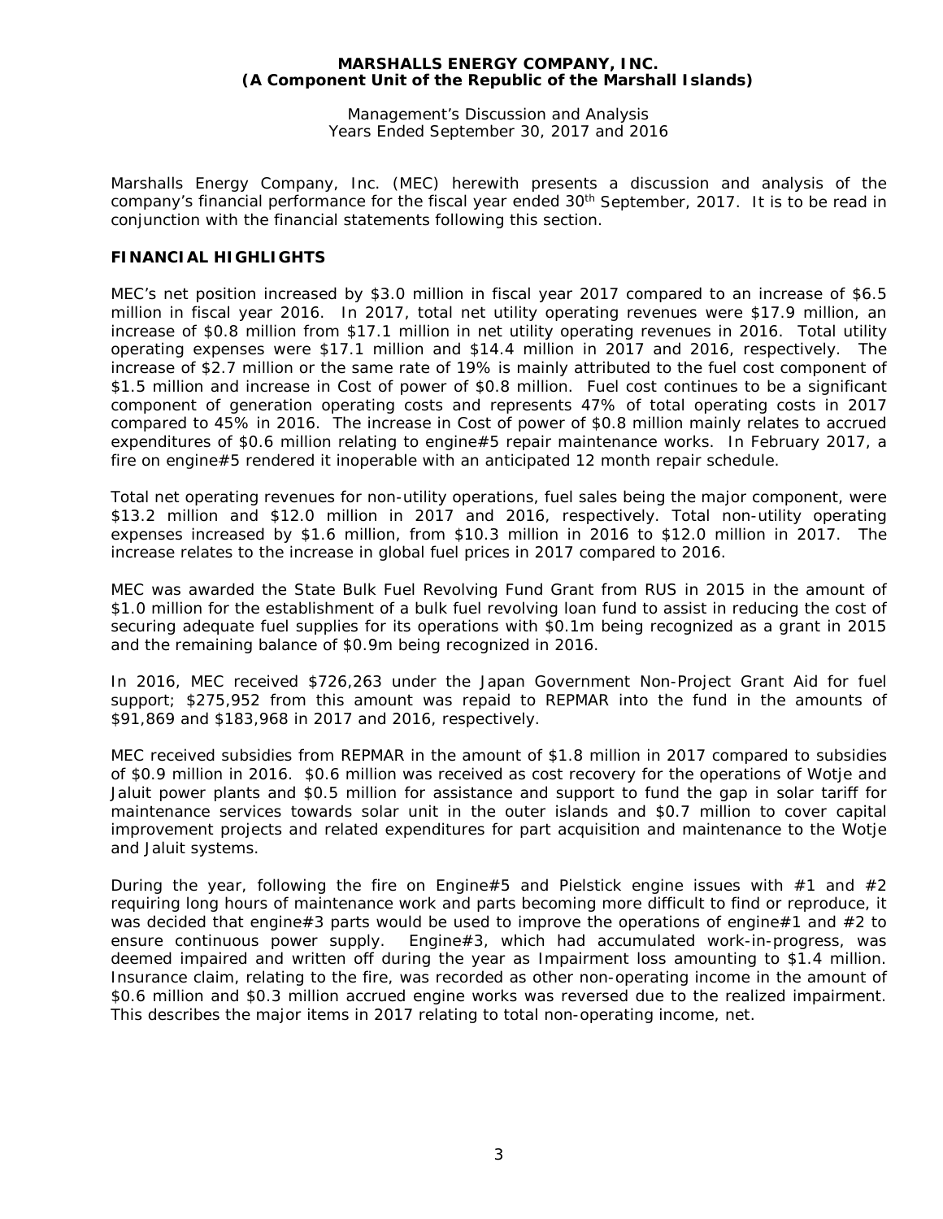Marshalls Energy Company, Inc. (MEC) herewith presents a discussion and analysis of the company's financial performance for the fiscal year ended 30th September, 2017. It is to be read in conjunction with the financial statements following this section.

## FINANCIAL HIGHLIGHTS

MEC's net position increased by $3.0 million in fiscal year 2017 compared to an increase of $6.5 million in fiscal year 2016. In 2017, total net utility operating revenues were $17.9 million, an increase of $0.8 million from $17.1 million in net utility operating revenues in 2016. Total utility operating expenses were $17.1 million and $14.4 million in 2017 and 2016, respectively. The increase of $2.7 million or the same rate of 19% is mainly attributed to the fuel cost component of $1.5 million and increase in Cost of power of $0.8 million. Fuel cost continues to be a significant component of generation operating costs and represents 47% of total operating costs in 2017 compared to 45% in 2016. The increase in Cost of power of $0.8 million mainly relates to accrued expenditures of $0.6 million relating to engine#5 repair maintenance works. In February 2017, a fire on engine#5 rendered it inoperable with an anticipated 12 month repair schedule.

Total net operating revenues for non-utility operations, fuel sales being the major component, were $13.2 million and $12.0 million in 2017 and 2016, respectively. Total non-utility operating expenses increased by $1.6 million, from $10.3 million in 2016 to $12.0 million in 2017. The increase relates to the increase in global fuel prices in 2017 compared to 2016.

MEC was awarded the State Bulk Fuel Revolving Fund Grant from RUS in 2015 in the amount of $1.0 million for the establishment of a bulk fuel revolving loan fund to assist in reducing the cost of securing adequate fuel supplies for its operations with $0.1m being recognized as a grant in 2015 and the remaining balance of $0.9m being recognized in 2016.

In 2016, MEC received $726,263 under the Japan Government Non-Project Grant Aid for fuel support; $275,952 from this amount was repaid to REPMAR into the fund in the amounts of $91,869 and $183,968 in 2017 and 2016, respectively.

MEC received subsidies from REPMAR in the amount of $1.8 million in 2017 compared to subsidies of $0.9 million in 2016. $0.6 million was received as cost recovery for the operations of Wotje and Jaluit power plants and $0.5 million for assistance and support to fund the gap in solar tariff for maintenance services towards solar unit in the outer islands and $0.7 million to cover capital improvement projects and related expenditures for part acquisition and maintenance to the Wotje and Jaluit systems.

During the year, following the fire on Engine#5 and Pielstick engine issues with #1 and #2 requiring long hours of maintenance work and parts becoming more difficult to find or reproduce, it was decided that engine#3 parts would be used to improve the operations of engine#1 and #2 to ensure continuous power supply. Engine#3, which had accumulated work-in-progress, was deemed impaired and written off during the year as Impairment loss amounting to $1.4 million. Insurance claim, relating to the fire, was recorded as other non-operating income in the amount of $0.6 million and $0.3 million accrued engine works was reversed due to the realized impairment. This describes the major items in 2017 relating to total non-operating income, net.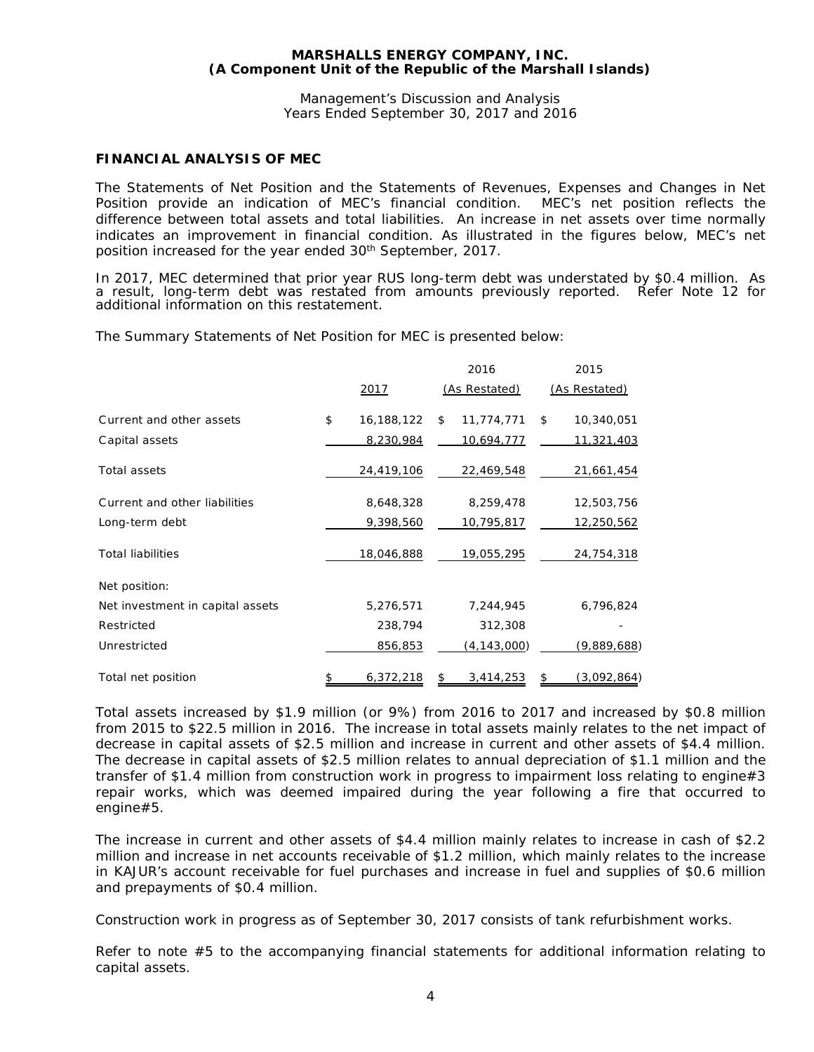## FINANCIAL ANALYSIS OF MEC

The Statements of Net Position and the Statements of Revenues, Expenses and Changes in Net Position provide an indication of MEC's financial condition. MEC's net position reflects the difference between total assets and total liabilities. An increase in net assets over time normally indicates an improvement in financial condition. As illustrated in the figures below, MEC's net position increased for the year ended 30th September, 2017.

In 2017, MEC determined that prior year RUS long-term debt was understated by $0.4 million. As a result, long-term debt was restated from amounts previously reported. Refer Note 12 for additional information on this restatement.

The Summary Statements of Net Position for MEC is presented below:

| | 2017 | 2016 (As Restated) | 2015 (As Restated) |
|---|---|---|---|
| Current and other assets | $ 16,188,122 | $ 11,774,771 | $ 10,340,051 |
| Capital assets | 8,230,984 | 10,694,777 | 11,321,403 |
| Total assets | 24,419,106 | 22,469,548 | 21,661,454 |
| Current and other liabilities | 8,648,328 | 8,259,478 | 12,503,756 |
| Long-term debt | 9,398,560 | 10,795,817 | 12,250,562 |
| Total liabilities | 18,046,888 | 19,055,295 | 24,754,318 |
| Net position: | | | |
| Net investment in capital assets | 5,276,571 | 7,244,945 | 6,796,824 |
| Restricted | 238,794 | 312,308 | - |
| Unrestricted | 856,853 | (4,143,000) | (9,889,688) |
| Total net position | $ 6,372,218 | $ 3,414,253 | $ (3,092,864) |

Total assets increased by $1.9 million (or 9%) from 2016 to 2017 and increased by $0.8 million from 2015 to $22.5 million in 2016. The increase in total assets mainly relates to the net impact of decrease in capital assets of $2.5 million and increase in current and other assets of $4.4 million. The decrease in capital assets of $2.5 million relates to annual depreciation of $1.1 million and the transfer of $1.4 million from construction work in progress to impairment loss relating to engine#3 repair works, which was deemed impaired during the year following a fire that occurred to engine#5.

The increase in current and other assets of $4.4 million mainly relates to increase in cash of $2.2 million and increase in net accounts receivable of $1.2 million, which mainly relates to the increase in KAJUR's account receivable for fuel purchases and increase in fuel and supplies of $0.6 million and prepayments of $0.4 million.

Construction work in progress as of September 30, 2017 consists of tank refurbishment works.

Refer to note #5 to the accompanying financial statements for additional information relating to capital assets.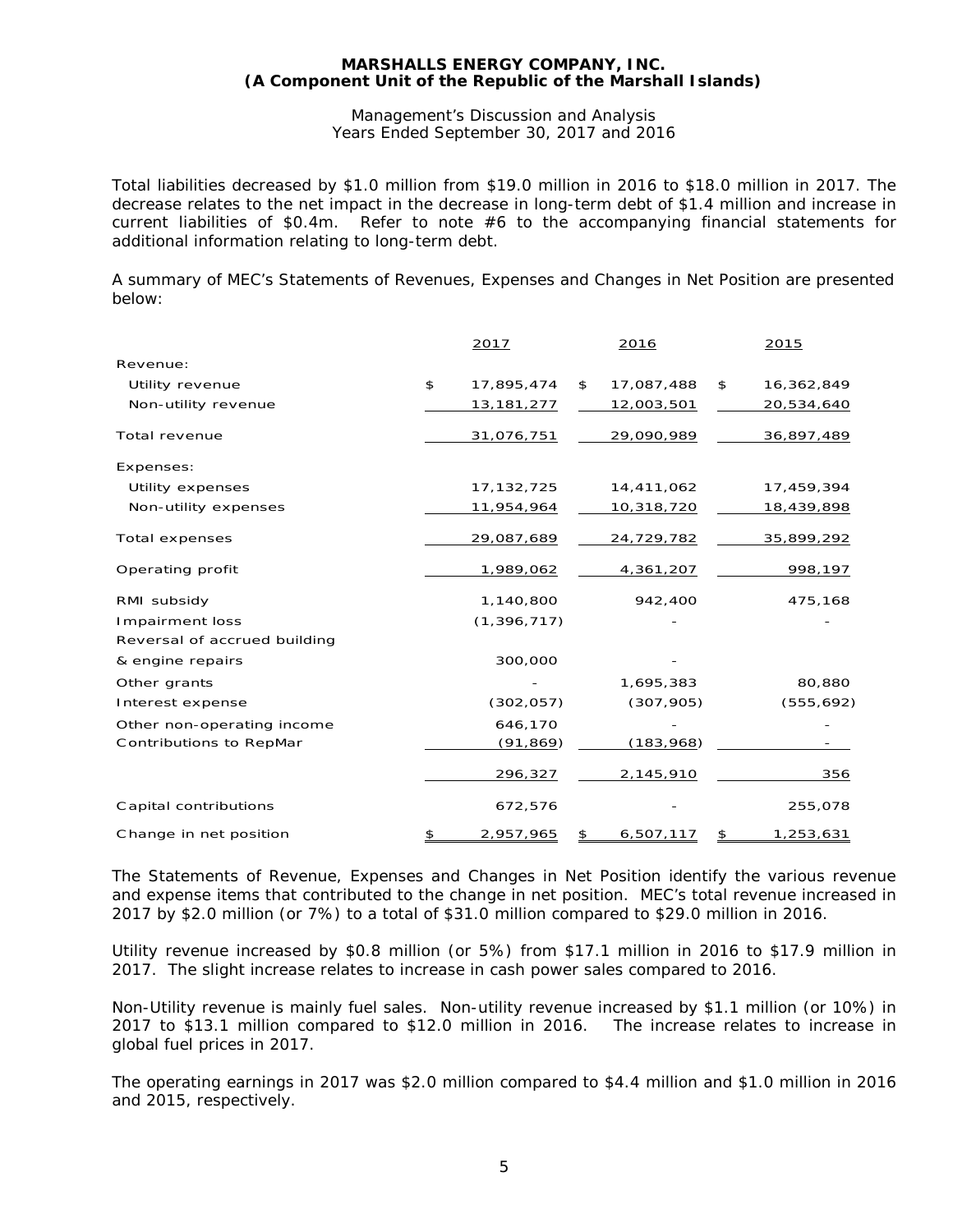Total liabilities decreased by $1.0 million from $19.0 million in 2016 to $18.0 million in 2017. The decrease relates to the net impact in the decrease in long-term debt of $1.4 million and increase in current liabilities of $0.4m. Refer to note #6 to the accompanying financial statements for additional information relating to long-term debt.

A summary of MEC's Statements of Revenues, Expenses and Changes in Net Position are presented below:

| | 2017 | 2016 | 2015 |
|---|---|---|---|
| Revenue: | | | |
| Utility revenue | $ 17,895,474 | $ 17,087,488 | $ 16,362,849 |
| Non-utility revenue | 13,181,277 | 12,003,501 | 20,534,640 |
| Total revenue | 31,076,751 | 29,090,989 | 36,897,489 |
| Expenses: | | | |
| Utility expenses | 17,132,725 | 14,411,062 | 17,459,394 |
| Non-utility expenses | 11,954,964 | 10,318,720 | 18,439,898 |
| Total expenses | 29,087,689 | 24,729,782 | 35,899,292 |
| Operating profit | 1,989,062 | 4,361,207 | 998,197 |
| RMI subsidy | 1,140,800 | 942,400 | 475,168 |
| Impairment loss | (1,396,717) | - | - |
| Reversal of accrued building & engine repairs | 300,000 | - | |
| Other grants | - | 1,695,383 | 80,880 |
| Interest expense | (302,057) | (307,905) | (555,692) |
| Other non-operating income | 646,170 | - | - |
| Contributions to RepMar | (91,869) | (183,968) | - |
| | 296,327 | 2,145,910 | 356 |
| Capital contributions | 672,576 | - | 255,078 |
| Change in net position | $ 2,957,965 | $ 6,507,117 | $ 1,253,631 |

The Statements of Revenue, Expenses and Changes in Net Position identify the various revenue and expense items that contributed to the change in net position. MEC's total revenue increased in 2017 by $2.0 million (or 7%) to a total of $31.0 million compared to $29.0 million in 2016.

Utility revenue increased by $0.8 million (or 5%) from $17.1 million in 2016 to $17.9 million in 2017. The slight increase relates to increase in cash power sales compared to 2016.

Non-Utility revenue is mainly fuel sales. Non-utility revenue increased by $1.1 million (or 10%) in 2017 to $13.1 million compared to $12.0 million in 2016. The increase relates to increase in global fuel prices in 2017.

The operating earnings in 2017 was $2.0 million compared to $4.4 million and $1.0 million in 2016 and 2015, respectively.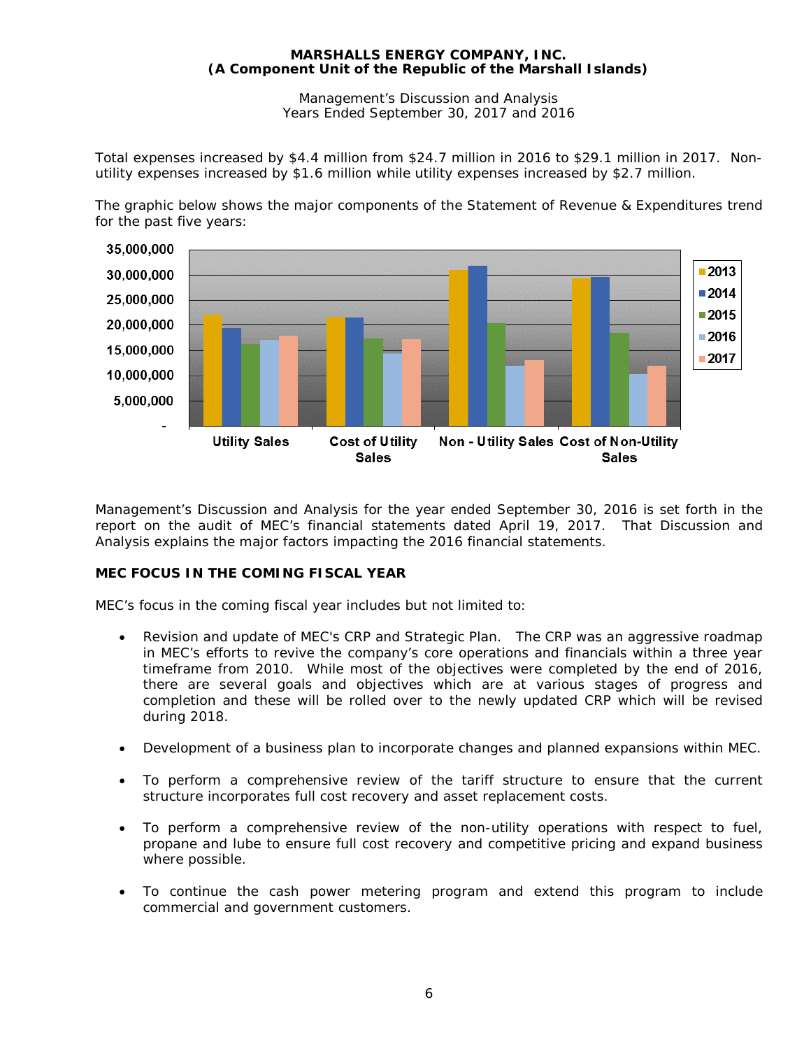Total expenses increased by $4.4 million from $24.7 million in 2016 to $29.1 million in 2017. Non-utility expenses increased by $1.6 million while utility expenses increased by $2.7 million.

The graphic below shows the major components of the Statement of Revenue & Expenditures trend for the past five years:

Management's Discussion and Analysis for the year ended September 30, 2016 is set forth in the report on the audit of MEC's financial statements dated April 19, 2017. That Discussion and Analysis explains the major factors impacting the 2016 financial statements.

## MEC FOCUS IN THE COMING FISCAL YEAR

MEC's focus in the coming fiscal year includes but not limited to:

- Revision and update of MEC's CRP and Strategic Plan. The CRP was an aggressive roadmap in MEC's efforts to revive the company's core operations and financials within a three year timeframe from 2010. While most of the objectives were completed by the end of 2016, there are several goals and objectives which are at various stages of progress and completion and these will be rolled over to the newly updated CRP which will be revised during 2018.
- Development of a business plan to incorporate changes and planned expansions within MEC.
- To perform a comprehensive review of the tariff structure to ensure that the current structure incorporates full cost recovery and asset replacement costs.
- To perform a comprehensive review of the non-utility operations with respect to fuel, propane and lube to ensure full cost recovery and competitive pricing and expand business where possible.
- To continue the cash power metering program and extend this program to include commercial and government customers.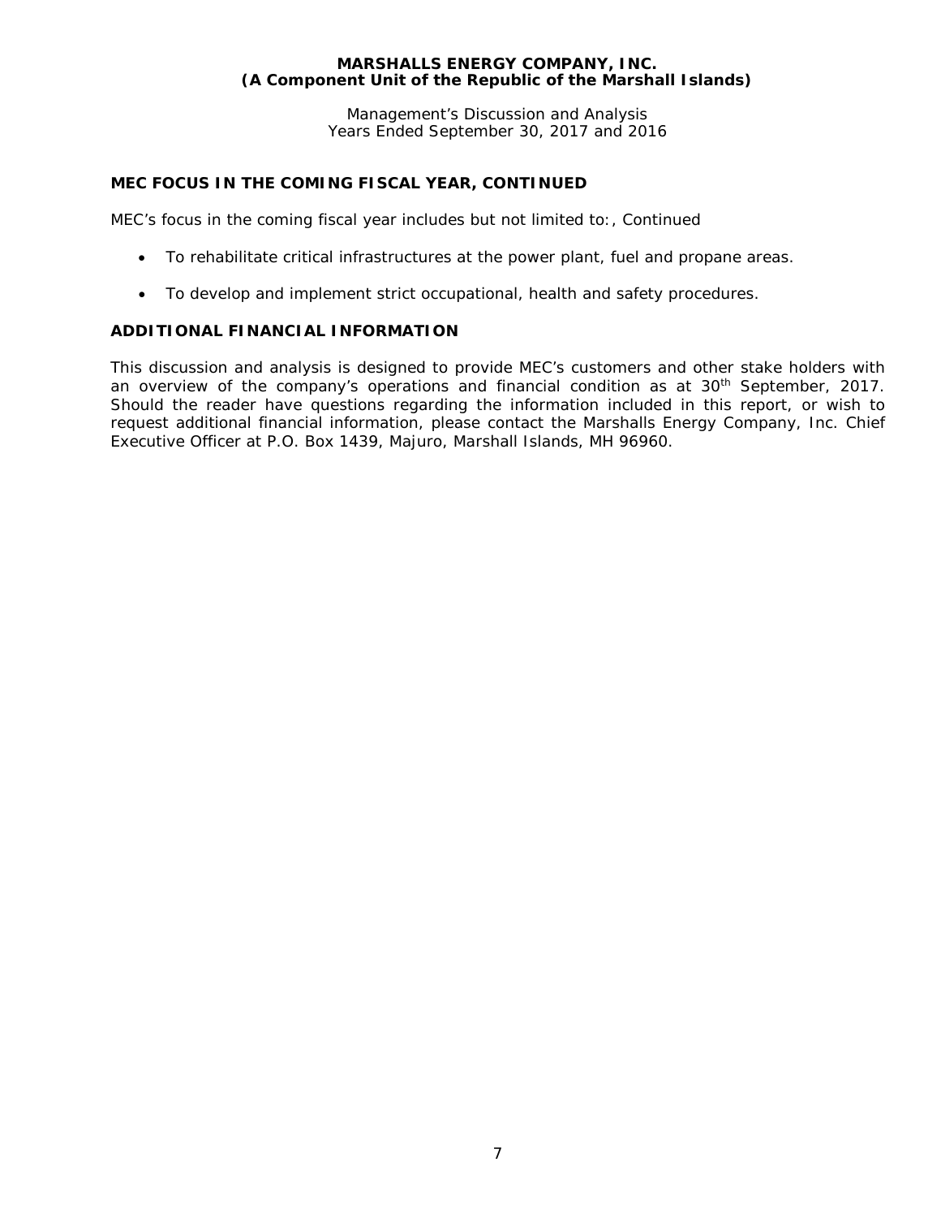## MEC FOCUS IN THE COMING FISCAL YEAR, CONTINUED

MEC's focus in the coming fiscal year includes but not limited to:, Continued

- To rehabilitate critical infrastructures at the power plant, fuel and propane areas.
- To develop and implement strict occupational, health and safety procedures.

## ADDITIONAL FINANCIAL INFORMATION

This discussion and analysis is designed to provide MEC's customers and other stake holders with an overview of the company's operations and financial condition as at 30th September, 2017. Should the reader have questions regarding the information included in this report, or wish to request additional financial information, please contact the Marshalls Energy Company, Inc. Chief Executive Officer at P.O. Box 1439, Majuro, Marshall Islands, MH 96960.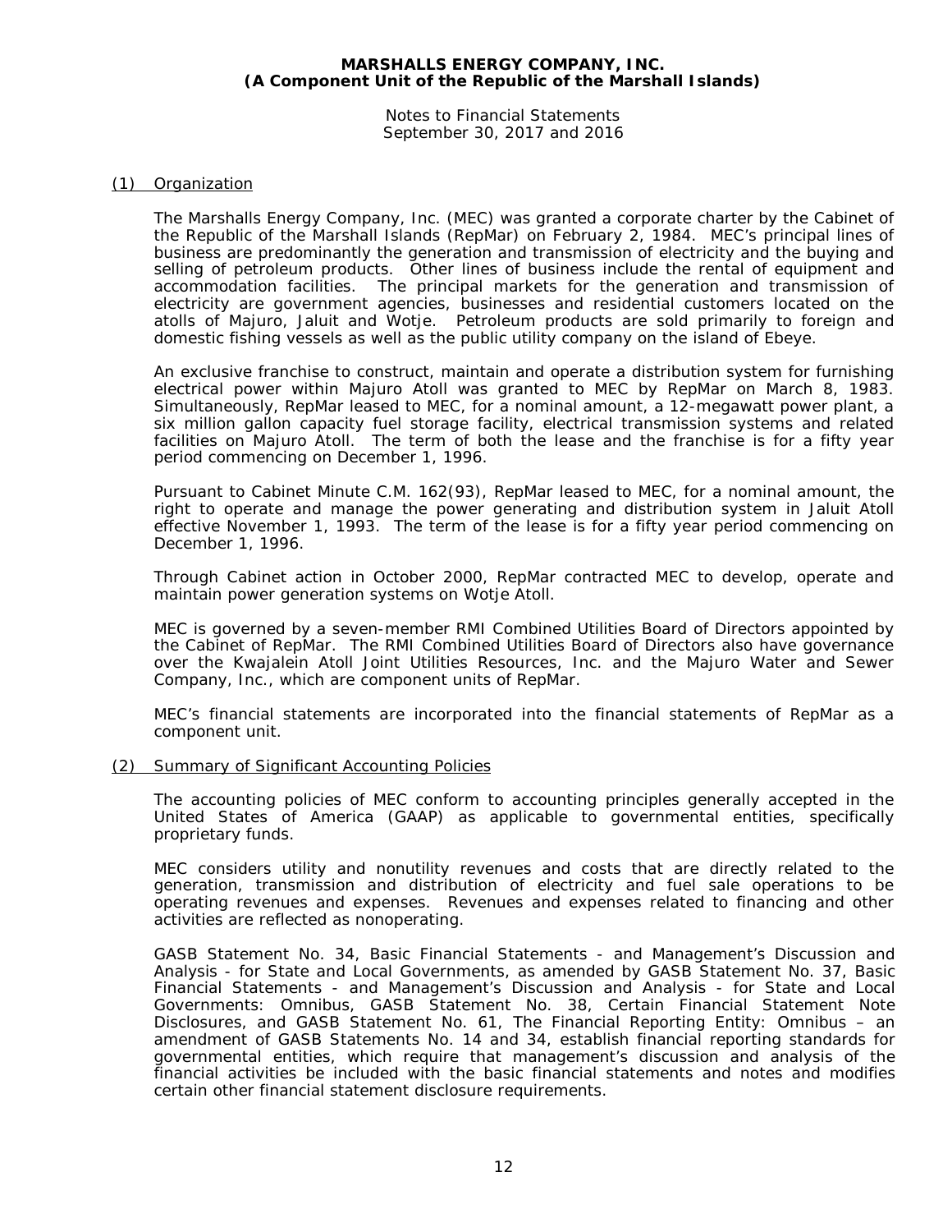**MARSHALLS ENERGY COMPANY, INC.**
**(A Component Unit of the Republic of the Marshall Islands)**

Notes to Financial Statements
September 30, 2017 and 2016

## (1) Organization

The Marshalls Energy Company, Inc. (MEC) was granted a corporate charter by the Cabinet of the Republic of the Marshall Islands (RepMar) on February 2, 1984. MEC's principal lines of business are predominantly the generation and transmission of electricity and the buying and selling of petroleum products. Other lines of business include the rental of equipment and accommodation facilities. The principal markets for the generation and transmission of electricity are government agencies, businesses and residential customers located on the atolls of Majuro, Jaluit and Wotje. Petroleum products are sold primarily to foreign and domestic fishing vessels as well as the public utility company on the island of Ebeye.

An exclusive franchise to construct, maintain and operate a distribution system for furnishing electrical power within Majuro Atoll was granted to MEC by RepMar on March 8, 1983. Simultaneously, RepMar leased to MEC, for a nominal amount, a 12-megawatt power plant, a six million gallon capacity fuel storage facility, electrical transmission systems and related facilities on Majuro Atoll. The term of both the lease and the franchise is for a fifty year period commencing on December 1, 1996.

Pursuant to Cabinet Minute C.M. 162(93), RepMar leased to MEC, for a nominal amount, the right to operate and manage the power generating and distribution system in Jaluit Atoll effective November 1, 1993. The term of the lease is for a fifty year period commencing on December 1, 1996.

Through Cabinet action in October 2000, RepMar contracted MEC to develop, operate and maintain power generation systems on Wotje Atoll.

MEC is governed by a seven-member RMI Combined Utilities Board of Directors appointed by the Cabinet of RepMar. The RMI Combined Utilities Board of Directors also have governance over the Kwajalein Atoll Joint Utilities Resources, Inc. and the Majuro Water and Sewer Company, Inc., which are component units of RepMar.

MEC's financial statements are incorporated into the financial statements of RepMar as a component unit.

## (2) Summary of Significant Accounting Policies

The accounting policies of MEC conform to accounting principles generally accepted in the United States of America (GAAP) as applicable to governmental entities, specifically proprietary funds.

MEC considers utility and nonutility revenues and costs that are directly related to the generation, transmission and distribution of electricity and fuel sale operations to be operating revenues and expenses. Revenues and expenses related to financing and other activities are reflected as nonoperating.

GASB Statement No. 34, Basic Financial Statements - and Management's Discussion and Analysis - for State and Local Governments, as amended by GASB Statement No. 37, Basic Financial Statements - and Management's Discussion and Analysis - for State and Local Governments: Omnibus, GASB Statement No. 38, Certain Financial Statement Note Disclosures, and GASB Statement No. 61, The Financial Reporting Entity: Omnibus – an amendment of GASB Statements No. 14 and 34, establish financial reporting standards for governmental entities, which require that management's discussion and analysis of the financial activities be included with the basic financial statements and notes and modifies certain other financial statement disclosure requirements.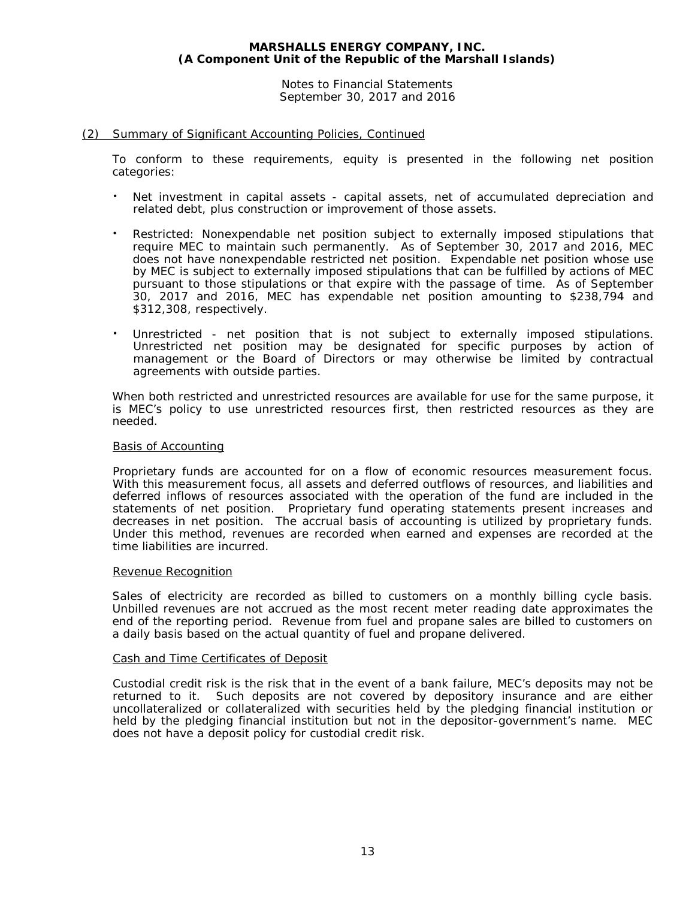## (2) Summary of Significant Accounting Policies, Continued

To conform to these requirements, equity is presented in the following net position categories:

- Net investment in capital assets - capital assets, net of accumulated depreciation and related debt, plus construction or improvement of those assets.
- Restricted: Nonexpendable net position subject to externally imposed stipulations that require MEC to maintain such permanently. As of September 30, 2017 and 2016, MEC does not have nonexpendable restricted net position. Expendable net position whose use by MEC is subject to externally imposed stipulations that can be fulfilled by actions of MEC pursuant to those stipulations or that expire with the passage of time. As of September 30, 2017 and 2016, MEC has expendable net position amounting to $238,794 and $312,308, respectively.
- Unrestricted - net position that is not subject to externally imposed stipulations. Unrestricted net position may be designated for specific purposes by action of management or the Board of Directors or may otherwise be limited by contractual agreements with outside parties.

When both restricted and unrestricted resources are available for use for the same purpose, it is MEC's policy to use unrestricted resources first, then restricted resources as they are needed.

### Basis of Accounting

Proprietary funds are accounted for on a flow of economic resources measurement focus. With this measurement focus, all assets and deferred outflows of resources, and liabilities and deferred inflows of resources associated with the operation of the fund are included in the statements of net position. Proprietary fund operating statements present increases and decreases in net position. The accrual basis of accounting is utilized by proprietary funds. Under this method, revenues are recorded when earned and expenses are recorded at the time liabilities are incurred.

### Revenue Recognition

Sales of electricity are recorded as billed to customers on a monthly billing cycle basis. Unbilled revenues are not accrued as the most recent meter reading date approximates the end of the reporting period. Revenue from fuel and propane sales are billed to customers on a daily basis based on the actual quantity of fuel and propane delivered.

### Cash and Time Certificates of Deposit

Custodial credit risk is the risk that in the event of a bank failure, MEC's deposits may not be returned to it. Such deposits are not covered by depository insurance and are either uncollateralized or collateralized with securities held by the pledging financial institution or held by the pledging financial institution but not in the depositor-government's name. MEC does not have a deposit policy for custodial credit risk.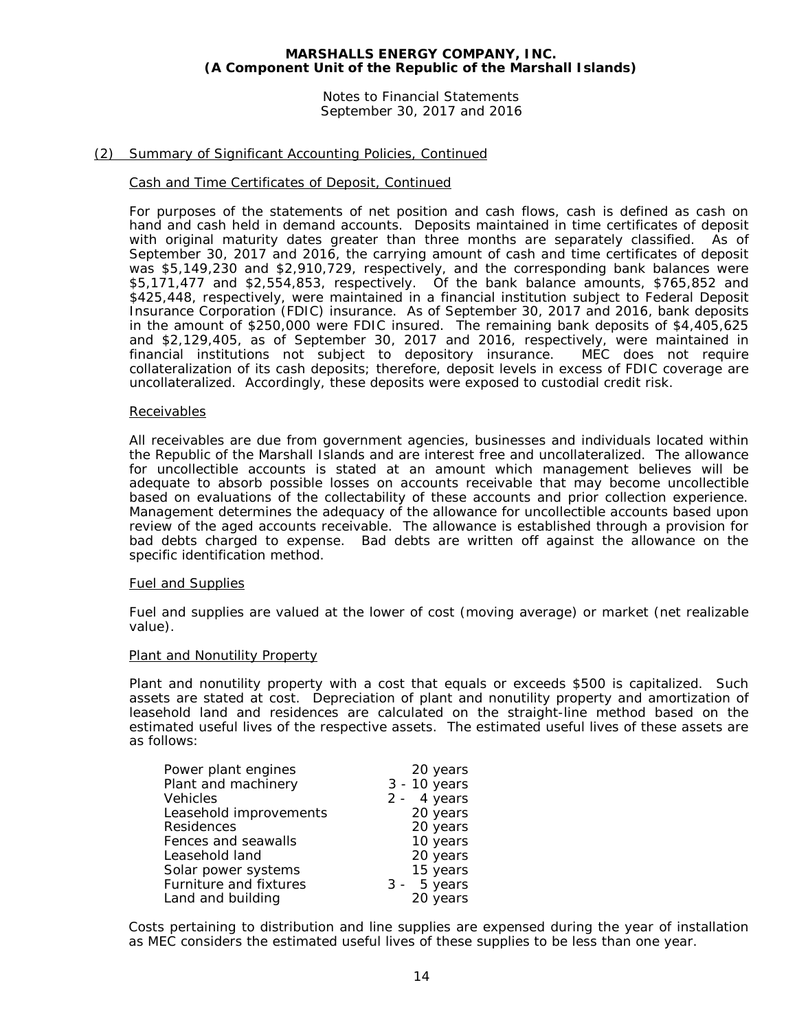## (2) Summary of Significant Accounting Policies, Continued

### Cash and Time Certificates of Deposit, Continued

For purposes of the statements of net position and cash flows, cash is defined as cash on hand and cash held in demand accounts. Deposits maintained in time certificates of deposit with original maturity dates greater than three months are separately classified. As of September 30, 2017 and 2016, the carrying amount of cash and time certificates of deposit was $5,149,230 and $2,910,729, respectively, and the corresponding bank balances were $5,171,477 and $2,554,853, respectively. Of the bank balance amounts, $765,852 and $425,448, respectively, were maintained in a financial institution subject to Federal Deposit Insurance Corporation (FDIC) insurance. As of September 30, 2017 and 2016, bank deposits in the amount of $250,000 were FDIC insured. The remaining bank deposits of $4,405,625 and $2,129,405, as of September 30, 2017 and 2016, respectively, were maintained in financial institutions not subject to depository insurance. MEC does not require collateralization of its cash deposits; therefore, deposit levels in excess of FDIC coverage are uncollateralized. Accordingly, these deposits were exposed to custodial credit risk.

### Receivables

All receivables are due from government agencies, businesses and individuals located within the Republic of the Marshall Islands and are interest free and uncollateralized. The allowance for uncollectible accounts is stated at an amount which management believes will be adequate to absorb possible losses on accounts receivable that may become uncollectible based on evaluations of the collectability of these accounts and prior collection experience. Management determines the adequacy of the allowance for uncollectible accounts based upon review of the aged accounts receivable. The allowance is established through a provision for bad debts charged to expense. Bad debts are written off against the allowance on the specific identification method.

### Fuel and Supplies

Fuel and supplies are valued at the lower of cost (moving average) or market (net realizable value).

### Plant and Nonutility Property

Plant and nonutility property with a cost that equals or exceeds $500 is capitalized. Such assets are stated at cost. Depreciation of plant and nonutility property and amortization of leasehold land and residences are calculated on the straight-line method based on the estimated useful lives of the respective assets. The estimated useful lives of these assets are as follows:

| | |
|---|---|
| Power plant engines | 20 years |
| Plant and machinery | 3 - 10 years |
| Vehicles | 2 - 4 years |
| Leasehold improvements | 20 years |
| Residences | 20 years |
| Fences and seawalls | 10 years |
| Leasehold land | 20 years |
| Solar power systems | 15 years |
| Furniture and fixtures | 3 - 5 years |
| Land and building | 20 years |

Costs pertaining to distribution and line supplies are expensed during the year of installation as MEC considers the estimated useful lives of these supplies to be less than one year.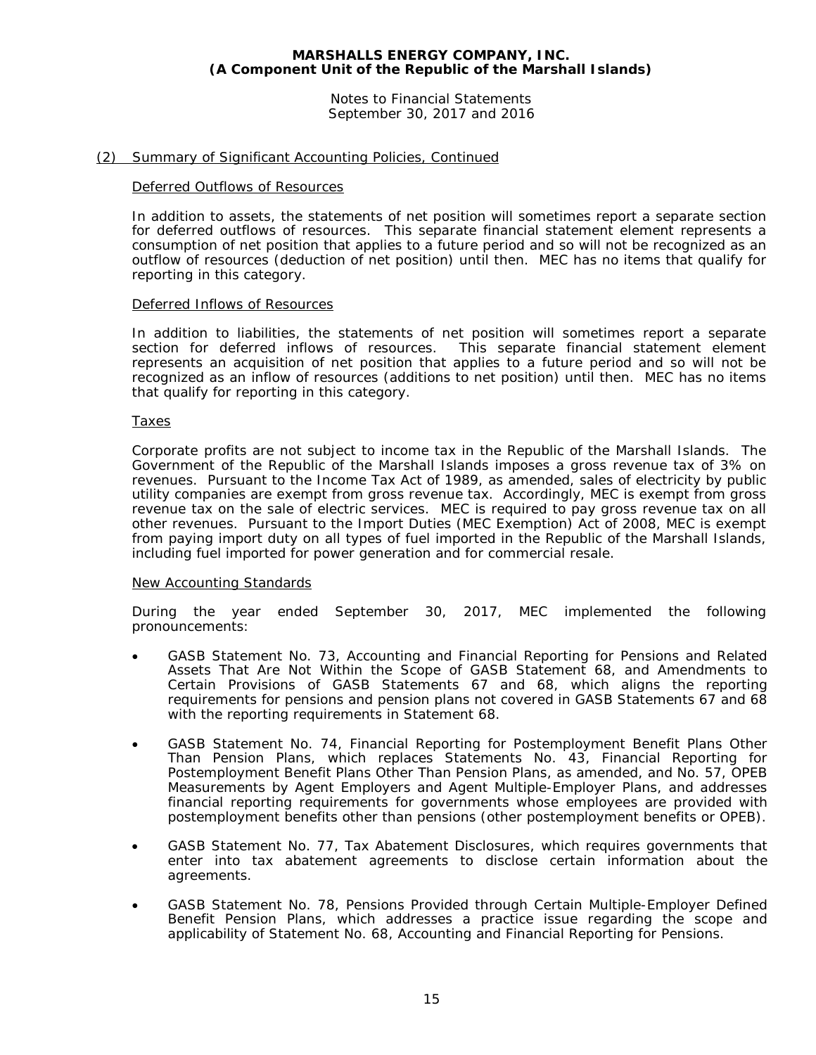## (2) Summary of Significant Accounting Policies, Continued

### Deferred Outflows of Resources

In addition to assets, the statements of net position will sometimes report a separate section for deferred outflows of resources. This separate financial statement element represents a consumption of net position that applies to a future period and so will not be recognized as an outflow of resources (deduction of net position) until then. MEC has no items that qualify for reporting in this category.

### Deferred Inflows of Resources

In addition to liabilities, the statements of net position will sometimes report a separate section for deferred inflows of resources. This separate financial statement element represents an acquisition of net position that applies to a future period and so will not be recognized as an inflow of resources (additions to net position) until then. MEC has no items that qualify for reporting in this category.

### Taxes

Corporate profits are not subject to income tax in the Republic of the Marshall Islands. The Government of the Republic of the Marshall Islands imposes a gross revenue tax of 3% on revenues. Pursuant to the Income Tax Act of 1989, as amended, sales of electricity by public utility companies are exempt from gross revenue tax. Accordingly, MEC is exempt from gross revenue tax on the sale of electric services. MEC is required to pay gross revenue tax on all other revenues. Pursuant to the Import Duties (MEC Exemption) Act of 2008, MEC is exempt from paying import duty on all types of fuel imported in the Republic of the Marshall Islands, including fuel imported for power generation and for commercial resale.

### New Accounting Standards

During the year ended September 30, 2017, MEC implemented the following pronouncements:

- GASB Statement No. 73, Accounting and Financial Reporting for Pensions and Related Assets That Are Not Within the Scope of GASB Statement 68, and Amendments to Certain Provisions of GASB Statements 67 and 68, which aligns the reporting requirements for pensions and pension plans not covered in GASB Statements 67 and 68 with the reporting requirements in Statement 68.
- GASB Statement No. 74, Financial Reporting for Postemployment Benefit Plans Other Than Pension Plans, which replaces Statements No. 43, Financial Reporting for Postemployment Benefit Plans Other Than Pension Plans, as amended, and No. 57, OPEB Measurements by Agent Employers and Agent Multiple-Employer Plans, and addresses financial reporting requirements for governments whose employees are provided with postemployment benefits other than pensions (other postemployment benefits or OPEB).
- GASB Statement No. 77, Tax Abatement Disclosures, which requires governments that enter into tax abatement agreements to disclose certain information about the agreements.
- GASB Statement No. 78, Pensions Provided through Certain Multiple-Employer Defined Benefit Pension Plans, which addresses a practice issue regarding the scope and applicability of Statement No. 68, Accounting and Financial Reporting for Pensions.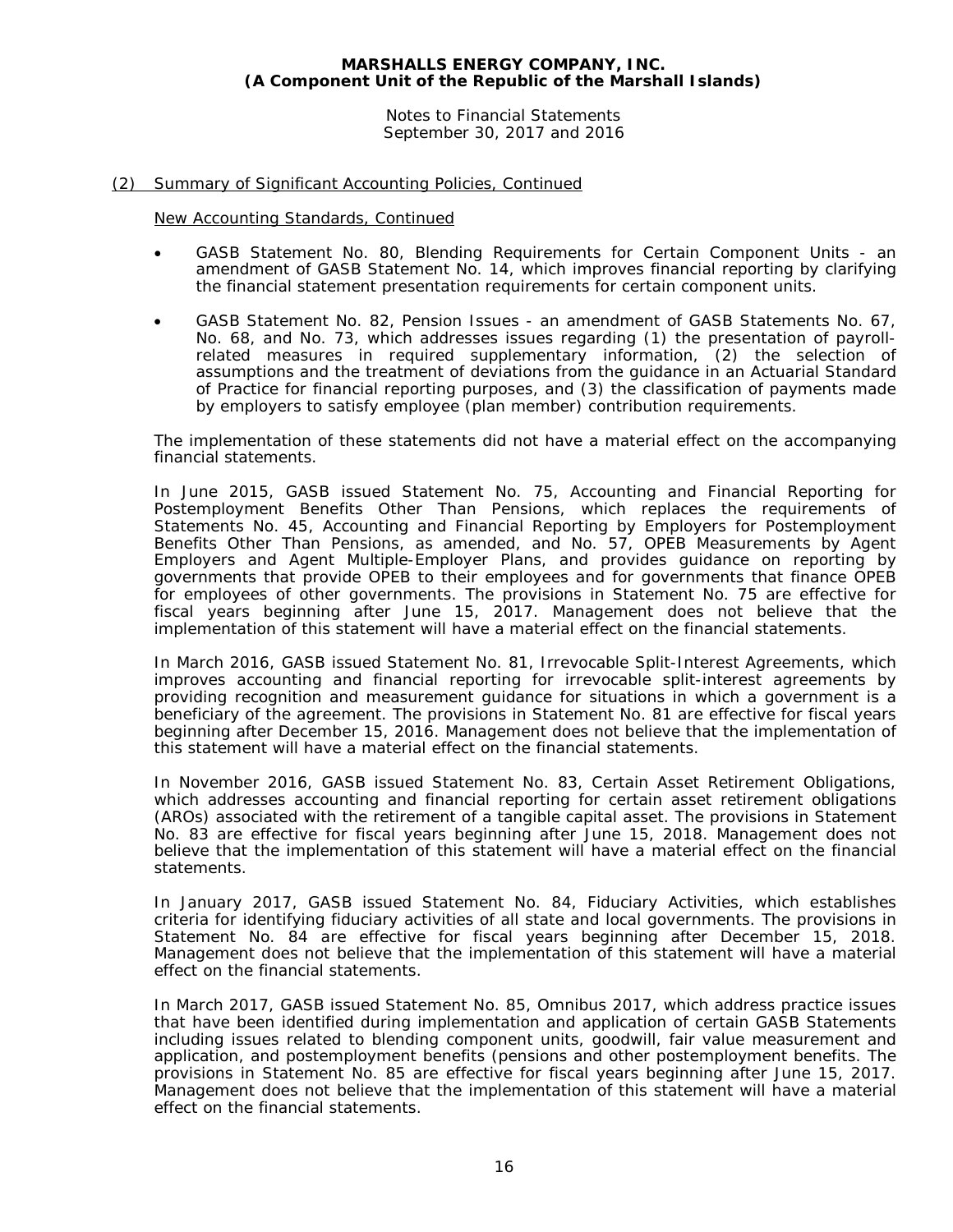## (2) Summary of Significant Accounting Policies, Continued

New Accounting Standards, Continued

- GASB Statement No. 80, Blending Requirements for Certain Component Units - an amendment of GASB Statement No. 14, which improves financial reporting by clarifying the financial statement presentation requirements for certain component units.
- GASB Statement No. 82, Pension Issues - an amendment of GASB Statements No. 67, No. 68, and No. 73, which addresses issues regarding (1) the presentation of payroll-related measures in required supplementary information, (2) the selection of assumptions and the treatment of deviations from the guidance in an Actuarial Standard of Practice for financial reporting purposes, and (3) the classification of payments made by employers to satisfy employee (plan member) contribution requirements.

The implementation of these statements did not have a material effect on the accompanying financial statements.

In June 2015, GASB issued Statement No. 75, Accounting and Financial Reporting for Postemployment Benefits Other Than Pensions, which replaces the requirements of Statements No. 45, Accounting and Financial Reporting by Employers for Postemployment Benefits Other Than Pensions, as amended, and No. 57, OPEB Measurements by Agent Employers and Agent Multiple-Employer Plans, and provides guidance on reporting by governments that provide OPEB to their employees and for governments that finance OPEB for employees of other governments. The provisions in Statement No. 75 are effective for fiscal years beginning after June 15, 2017. Management does not believe that the implementation of this statement will have a material effect on the financial statements.

In March 2016, GASB issued Statement No. 81, Irrevocable Split-Interest Agreements, which improves accounting and financial reporting for irrevocable split-interest agreements by providing recognition and measurement guidance for situations in which a government is a beneficiary of the agreement. The provisions in Statement No. 81 are effective for fiscal years beginning after December 15, 2016. Management does not believe that the implementation of this statement will have a material effect on the financial statements.

In November 2016, GASB issued Statement No. 83, Certain Asset Retirement Obligations, which addresses accounting and financial reporting for certain asset retirement obligations (AROs) associated with the retirement of a tangible capital asset. The provisions in Statement No. 83 are effective for fiscal years beginning after June 15, 2018. Management does not believe that the implementation of this statement will have a material effect on the financial statements.

In January 2017, GASB issued Statement No. 84, Fiduciary Activities, which establishes criteria for identifying fiduciary activities of all state and local governments. The provisions in Statement No. 84 are effective for fiscal years beginning after December 15, 2018. Management does not believe that the implementation of this statement will have a material effect on the financial statements.

In March 2017, GASB issued Statement No. 85, Omnibus 2017, which address practice issues that have been identified during implementation and application of certain GASB Statements including issues related to blending component units, goodwill, fair value measurement and application, and postemployment benefits (pensions and other postemployment benefits. The provisions in Statement No. 85 are effective for fiscal years beginning after June 15, 2017. Management does not believe that the implementation of this statement will have a material effect on the financial statements.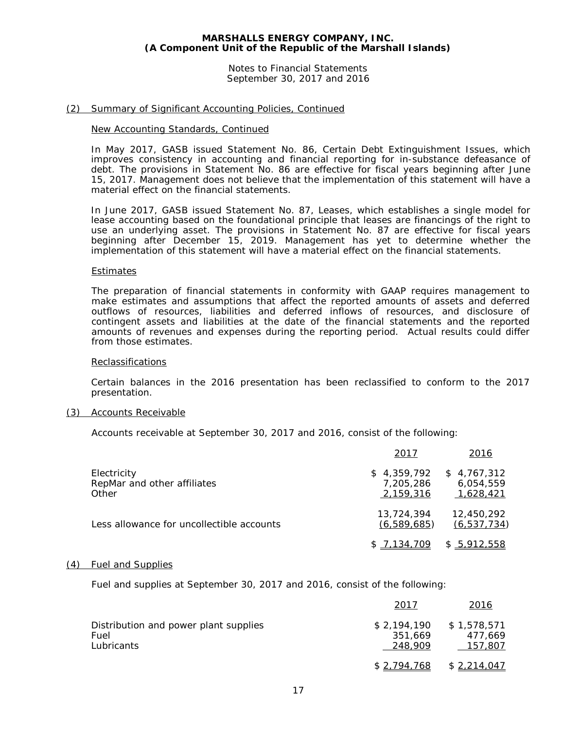## (2) Summary of Significant Accounting Policies, Continued

### New Accounting Standards, Continued

In May 2017, GASB issued Statement No. 86, Certain Debt Extinguishment Issues, which improves consistency in accounting and financial reporting for in-substance defeasance of debt. The provisions in Statement No. 86 are effective for fiscal years beginning after June 15, 2017. Management does not believe that the implementation of this statement will have a material effect on the financial statements.

In June 2017, GASB issued Statement No. 87, Leases, which establishes a single model for lease accounting based on the foundational principle that leases are financings of the right to use an underlying asset. The provisions in Statement No. 87 are effective for fiscal years beginning after December 15, 2019. Management has yet to determine whether the implementation of this statement will have a material effect on the financial statements.

### Estimates

The preparation of financial statements in conformity with GAAP requires management to make estimates and assumptions that affect the reported amounts of assets and deferred outflows of resources, liabilities and deferred inflows of resources, and disclosure of contingent assets and liabilities at the date of the financial statements and the reported amounts of revenues and expenses during the reporting period. Actual results could differ from those estimates.

### Reclassifications

Certain balances in the 2016 presentation has been reclassified to conform to the 2017 presentation.

## (3) Accounts Receivable

Accounts receivable at September 30, 2017 and 2016, consist of the following:

| | 2017 | 2016 |
|---|---|---|
| Electricity | $ 4,359,792 | $ 4,767,312 |
| RepMar and other affiliates | 7,205,286 | 6,054,559 |
| Other | 2,159,316 | 1,628,421 |
| | 13,724,394 | 12,450,292 |
| Less allowance for uncollectible accounts | (6,589,685) | (6,537,734) |
| | $ 7,134,709 | $ 5,912,558 |

## (4) Fuel and Supplies

Fuel and supplies at September 30, 2017 and 2016, consist of the following:

| | 2017 | 2016 |
|---|---|---|
| Distribution and power plant supplies | $ 2,194,190 | $ 1,578,571 |
| Fuel | 351,669 | 477,669 |
| Lubricants | 248,909 | 157,807 |
| | $ 2,794,768 | $ 2,214,047 |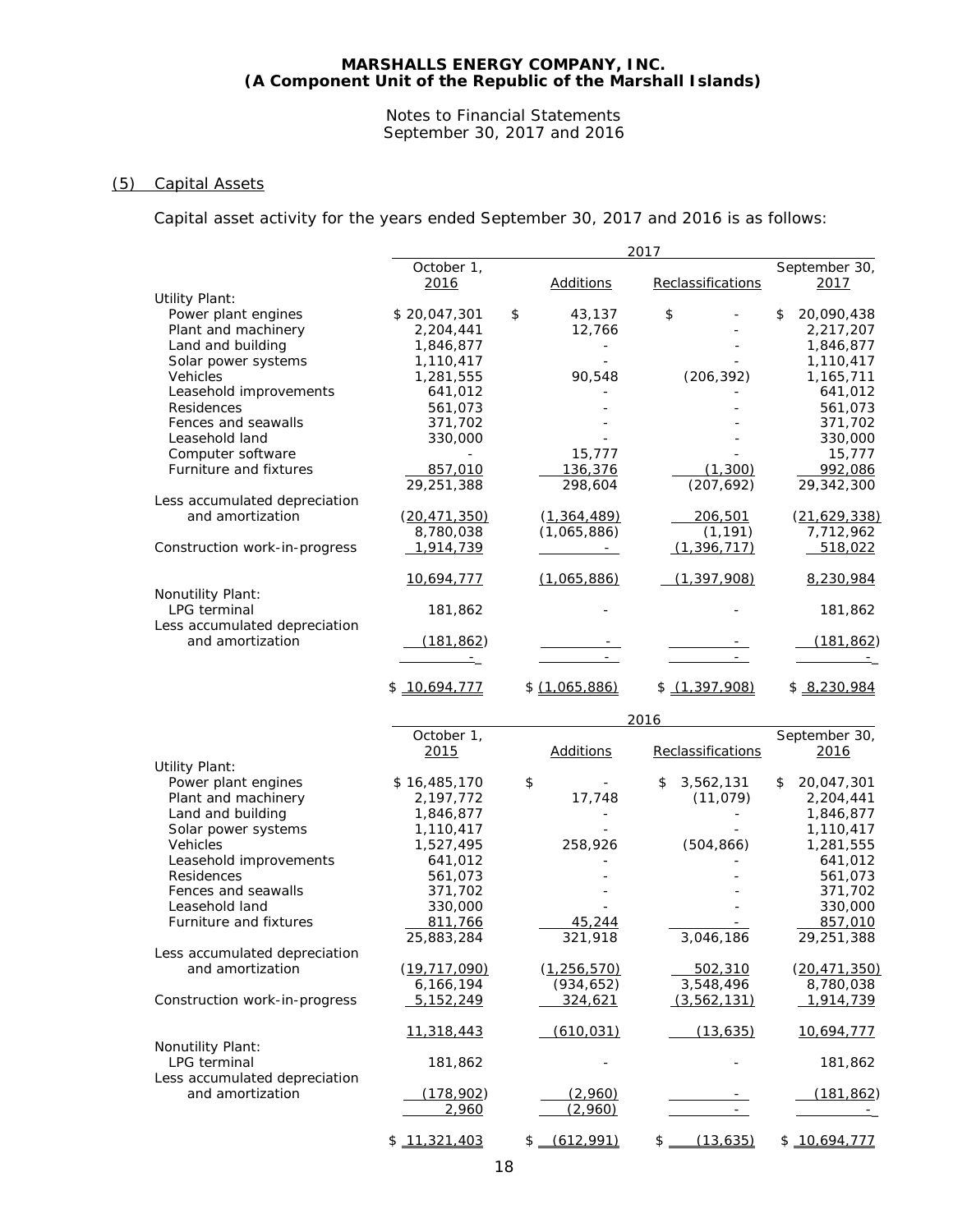**MARSHALLS ENERGY COMPANY, INC.**
**(A Component Unit of the Republic of the Marshall Islands)**

Notes to Financial Statements
September 30, 2017 and 2016

## (5) Capital Assets

Capital asset activity for the years ended September 30, 2017 and 2016 is as follows:

| | 2017 | | | |
|---|---|---|---|---|
| | October 1, 2016 | Additions | Reclassifications | September 30, 2017 |
| Utility Plant: | | | | |
| Power plant engines | $ 20,047,301 | $ 43,137 | $ - | $ 20,090,438 |
| Plant and machinery | 2,204,441 | 12,766 | - | 2,217,207 |
| Land and building | 1,846,877 | - | - | 1,846,877 |
| Solar power systems | 1,110,417 | - | - | 1,110,417 |
| Vehicles | 1,281,555 | 90,548 | (206,392) | 1,165,711 |
| Leasehold improvements | 641,012 | - | - | 641,012 |
| Residences | 561,073 | - | - | 561,073 |
| Fences and seawalls | 371,702 | - | - | 371,702 |
| Leasehold land | 330,000 | - | - | 330,000 |
| Computer software | - | 15,777 | - | 15,777 |
| Furniture and fixtures | 857,010 | 136,376 | (1,300) | 992,086 |
| | 29,251,388 | 298,604 | (207,692) | 29,342,300 |
| Less accumulated depreciation and amortization | (20,471,350) | (1,364,489) | 206,501 | (21,629,338) |
| | 8,780,038 | (1,065,886) | (1,191) | 7,712,962 |
| Construction work-in-progress | 1,914,739 | - | (1,396,717) | 518,022 |
| | 10,694,777 | (1,065,886) | (1,397,908) | 8,230,984 |
| Nonutility Plant: | | | | |
| LPG terminal | 181,862 | - | - | 181,862 |
| Less accumulated depreciation and amortization | (181,862) | - | - | (181,862) |
| | - | - | - | - |
| | $ 10,694,777 | $ (1,065,886) | $ (1,397,908) | $ 8,230,984 |

| | 2016 | | | |
|---|---|---|---|---|
| | October 1, 2015 | Additions | Reclassifications | September 30, 2016 |
| Utility Plant: | | | | |
| Power plant engines | $ 16,485,170 | $ - | $ 3,562,131 | $ 20,047,301 |
| Plant and machinery | 2,197,772 | 17,748 | (11,079) | 2,204,441 |
| Land and building | 1,846,877 | - | - | 1,846,877 |
| Solar power systems | 1,110,417 | - | - | 1,110,417 |
| Vehicles | 1,527,495 | 258,926 | (504,866) | 1,281,555 |
| Leasehold improvements | 641,012 | - | - | 641,012 |
| Residences | 561,073 | - | - | 561,073 |
| Fences and seawalls | 371,702 | - | - | 371,702 |
| Leasehold land | 330,000 | - | - | 330,000 |
| Furniture and fixtures | 811,766 | 45,244 | - | 857,010 |
| | 25,883,284 | 321,918 | 3,046,186 | 29,251,388 |
| Less accumulated depreciation and amortization | (19,717,090) | (1,256,570) | 502,310 | (20,471,350) |
| | 6,166,194 | (934,652) | 3,548,496 | 8,780,038 |
| Construction work-in-progress | 5,152,249 | 324,621 | (3,562,131) | 1,914,739 |
| | 11,318,443 | (610,031) | (13,635) | 10,694,777 |
| Nonutility Plant: | | | | |
| LPG terminal | 181,862 | - | - | 181,862 |
| Less accumulated depreciation and amortization | (178,902) | (2,960) | - | (181,862) |
| | 2,960 | (2,960) | - | - |
| | $ 11,321,403 | $ (612,991) | $ (13,635) | $ 10,694,777 |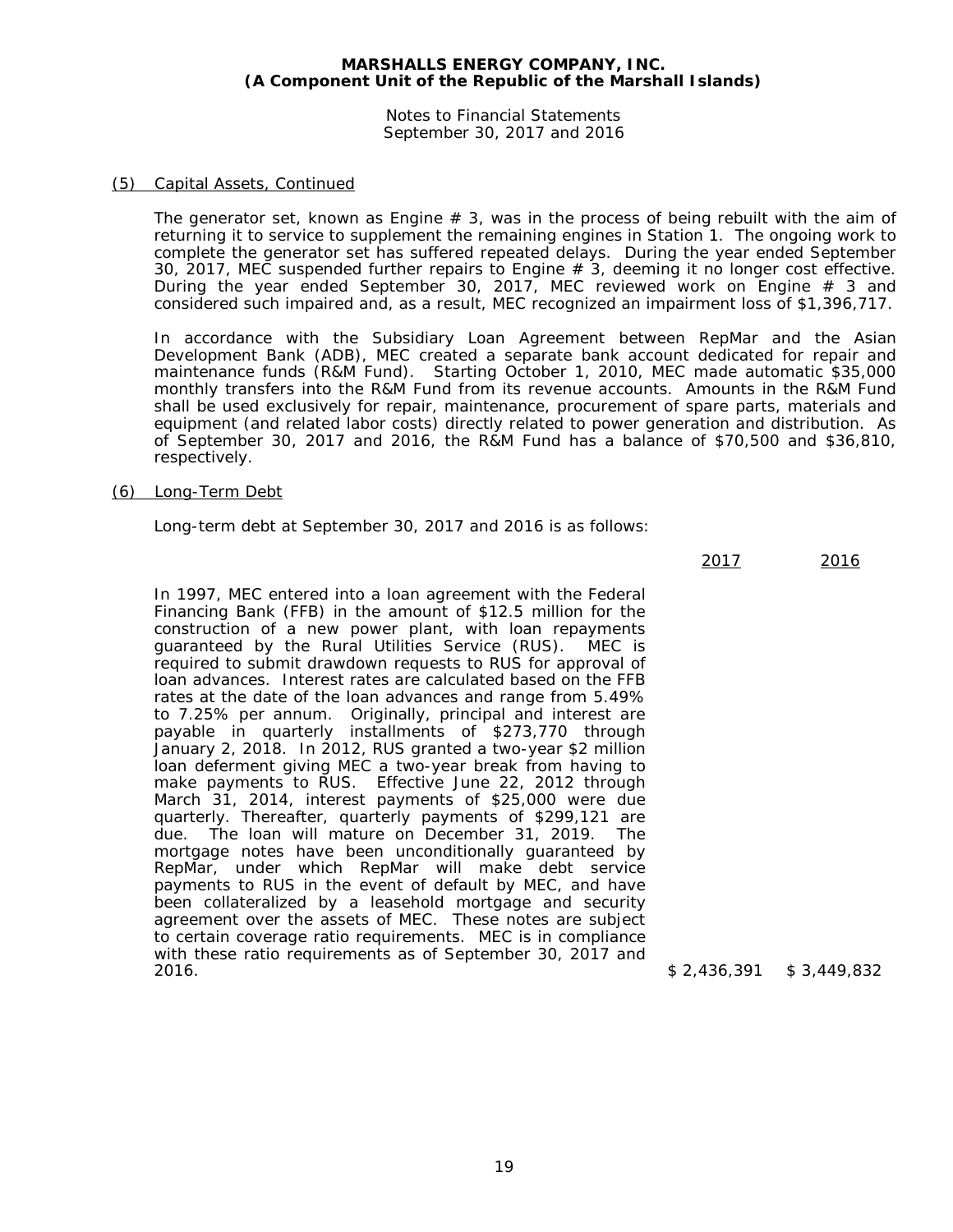MARSHALLS ENERGY COMPANY, INC.
(A Component Unit of the Republic of the Marshall Islands)

Notes to Financial Statements
September 30, 2017 and 2016

## (5) Capital Assets, Continued

The generator set, known as Engine # 3, was in the process of being rebuilt with the aim of returning it to service to supplement the remaining engines in Station 1. The ongoing work to complete the generator set has suffered repeated delays. During the year ended September 30, 2017, MEC suspended further repairs to Engine # 3, deeming it no longer cost effective. During the year ended September 30, 2017, MEC reviewed work on Engine # 3 and considered such impaired and, as a result, MEC recognized an impairment loss of $1,396,717.

In accordance with the Subsidiary Loan Agreement between RepMar and the Asian Development Bank (ADB), MEC created a separate bank account dedicated for repair and maintenance funds (R&M Fund). Starting October 1, 2010, MEC made automatic $35,000 monthly transfers into the R&M Fund from its revenue accounts. Amounts in the R&M Fund shall be used exclusively for repair, maintenance, procurement of spare parts, materials and equipment (and related labor costs) directly related to power generation and distribution. As of September 30, 2017 and 2016, the R&M Fund has a balance of $70,500 and $36,810, respectively.

## (6) Long-Term Debt

Long-term debt at September 30, 2017 and 2016 is as follows:

| | 2017 | 2016 |
|---|---|---|
| In 1997, MEC entered into a loan agreement with the Federal Financing Bank (FFB) in the amount of $12.5 million for the construction of a new power plant, with loan repayments guaranteed by the Rural Utilities Service (RUS). MEC is required to submit drawdown requests to RUS for approval of loan advances. Interest rates are calculated based on the FFB rates at the date of the loan advances and range from 5.49% to 7.25% per annum. Originally, principal and interest are payable in quarterly installments of $273,770 through January 2, 2018. In 2012, RUS granted a two-year $2 million loan deferment giving MEC a two-year break from having to make payments to RUS. Effective June 22, 2012 through March 31, 2014, interest payments of $25,000 were due quarterly. Thereafter, quarterly payments of $299,121 are due. The loan will mature on December 31, 2019. The mortgage notes have been unconditionally guaranteed by RepMar, under which RepMar will make debt service payments to RUS in the event of default by MEC, and have been collateralized by a leasehold mortgage and security agreement over the assets of MEC. These notes are subject to certain coverage ratio requirements. MEC is in compliance with these ratio requirements as of September 30, 2017 and 2016. | $ 2,436,391 | $ 3,449,832 |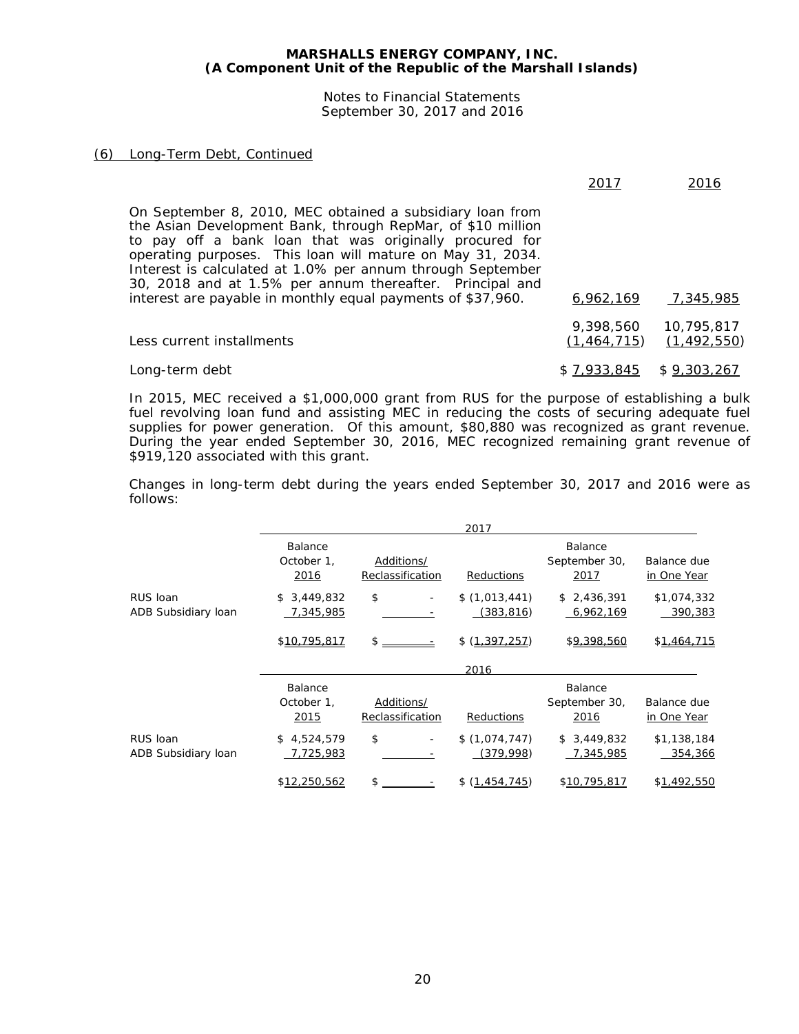## (6) Long-Term Debt, Continued

| | 2017 | 2016 |
|---|---|---|
| On September 8, 2010, MEC obtained a subsidiary loan from the Asian Development Bank, through RepMar, of $10 million to pay off a bank loan that was originally procured for operating purposes. This loan will mature on May 31, 2034. Interest is calculated at 1.0% per annum through September 30, 2018 and at 1.5% per annum thereafter. Principal and interest are payable in monthly equal payments of $37,960. | 6,962,169 | 7,345,985 |
| | 9,398,560 | 10,795,817 |
| Less current installments | (1,464,715) | (1,492,550) |
| Long-term debt | $ 7,933,845 | $ 9,303,267 |

In 2015, MEC received a $1,000,000 grant from RUS for the purpose of establishing a bulk fuel revolving loan fund and assisting MEC in reducing the costs of securing adequate fuel supplies for power generation. Of this amount, $80,880 was recognized as grant revenue. During the year ended September 30, 2016, MEC recognized remaining grant revenue of $919,120 associated with this grant.

Changes in long-term debt during the years ended September 30, 2017 and 2016 were as follows:

| | 2017 | | | | |
|---|---|---|---|---|---|
| | Balance October 1, 2016 | Additions/ Reclassification | Reductions | Balance September 30, 2017 | Balance due in One Year |
| RUS loan | $ 3,449,832 | $ - | $ (1,013,441) | $ 2,436,391 | $1,074,332 |
| ADB Subsidiary loan | 7,345,985 | - | (383,816) | 6,962,169 | 390,383 |
| | $10,795,817 | $ - | $ (1,397,257) | $9,398,560 | $1,464,715 |

| | 2016 | | | | |
|---|---|---|---|---|---|
| | Balance October 1, 2015 | Additions/ Reclassification | Reductions | Balance September 30, 2016 | Balance due in One Year |
| RUS loan | $ 4,524,579 | $ - | $ (1,074,747) | $ 3,449,832 | $1,138,184 |
| ADB Subsidiary loan | 7,725,983 | - | (379,998) | 7,345,985 | 354,366 |
| | $12,250,562 | $ - | $ (1,454,745) | $10,795,817 | $1,492,550 |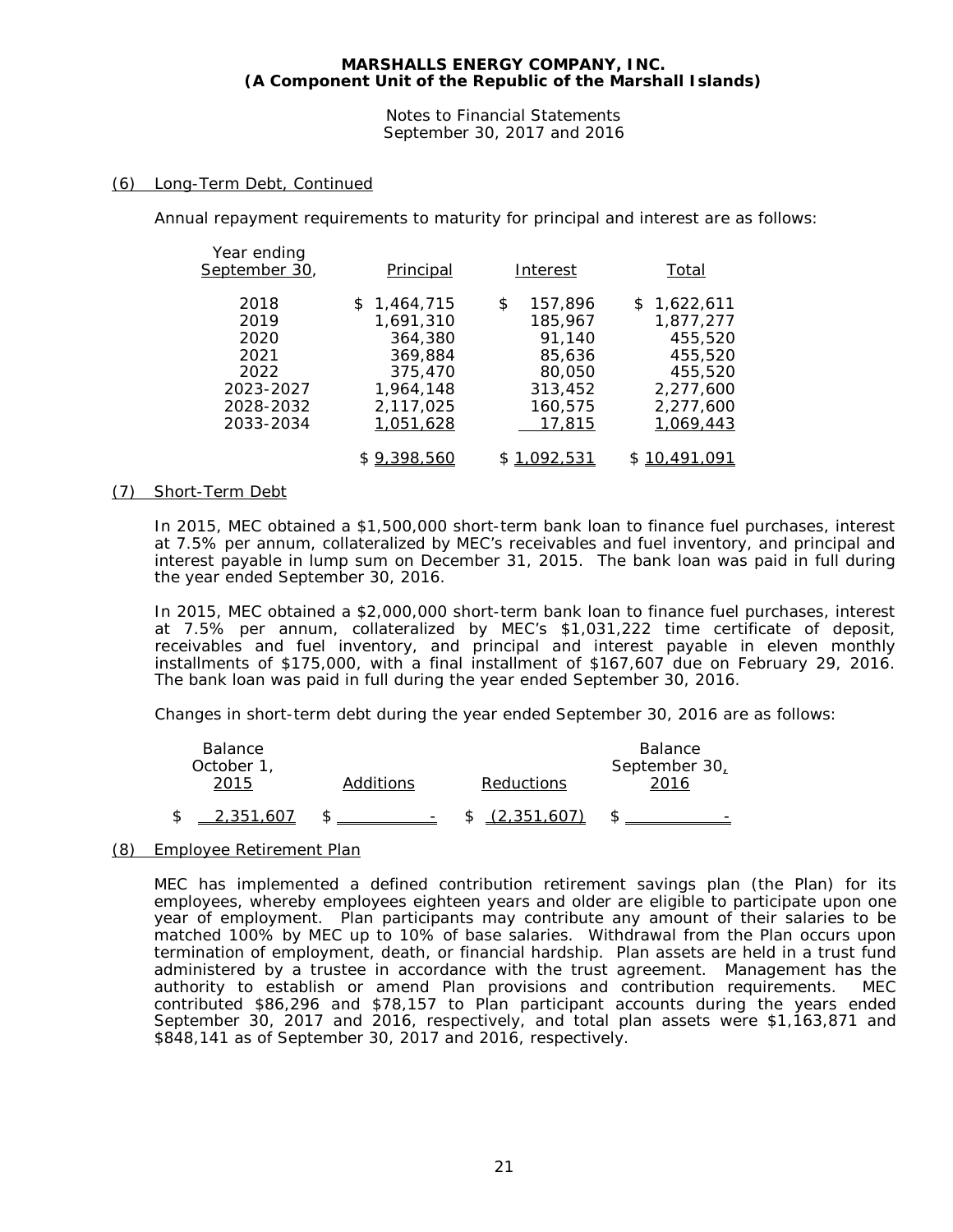## (6) Long-Term Debt, Continued

Annual repayment requirements to maturity for principal and interest are as follows:

| Year ending September 30, | Principal | Interest | Total |
|---|---|---|---|
| 2018 | $ 1,464,715 | $ 157,896 | $ 1,622,611 |
| 2019 | 1,691,310 | 185,967 | 1,877,277 |
| 2020 | 364,380 | 91,140 | 455,520 |
| 2021 | 369,884 | 85,636 | 455,520 |
| 2022 | 375,470 | 80,050 | 455,520 |
| 2023-2027 | 1,964,148 | 313,452 | 2,277,600 |
| 2028-2032 | 2,117,025 | 160,575 | 2,277,600 |
| 2033-2034 | 1,051,628 | 17,815 | 1,069,443 |
| | $ 9,398,560 | $ 1,092,531 | $ 10,491,091 |

## (7) Short-Term Debt

In 2015, MEC obtained a $1,500,000 short-term bank loan to finance fuel purchases, interest at 7.5% per annum, collateralized by MEC's receivables and fuel inventory, and principal and interest payable in lump sum on December 31, 2015. The bank loan was paid in full during the year ended September 30, 2016.

In 2015, MEC obtained a $2,000,000 short-term bank loan to finance fuel purchases, interest at 7.5% per annum, collateralized by MEC's $1,031,222 time certificate of deposit, receivables and fuel inventory, and principal and interest payable in eleven monthly installments of $175,000, with a final installment of $167,607 due on February 29, 2016. The bank loan was paid in full during the year ended September 30, 2016.

Changes in short-term debt during the year ended September 30, 2016 are as follows:

| Balance October 1, 2015 | Additions | Reductions | Balance September 30, 2016 |
|---|---|---|---|
| $ 2,351,607 | $ - | $ (2,351,607) | $ - |

## (8) Employee Retirement Plan

MEC has implemented a defined contribution retirement savings plan (the Plan) for its employees, whereby employees eighteen years and older are eligible to participate upon one year of employment. Plan participants may contribute any amount of their salaries to be matched 100% by MEC up to 10% of base salaries. Withdrawal from the Plan occurs upon termination of employment, death, or financial hardship. Plan assets are held in a trust fund administered by a trustee in accordance with the trust agreement. Management has the authority to establish or amend Plan provisions and contribution requirements. MEC contributed $86,296 and $78,157 to Plan participant accounts during the years ended September 30, 2017 and 2016, respectively, and total plan assets were $1,163,871 and $848,141 as of September 30, 2017 and 2016, respectively.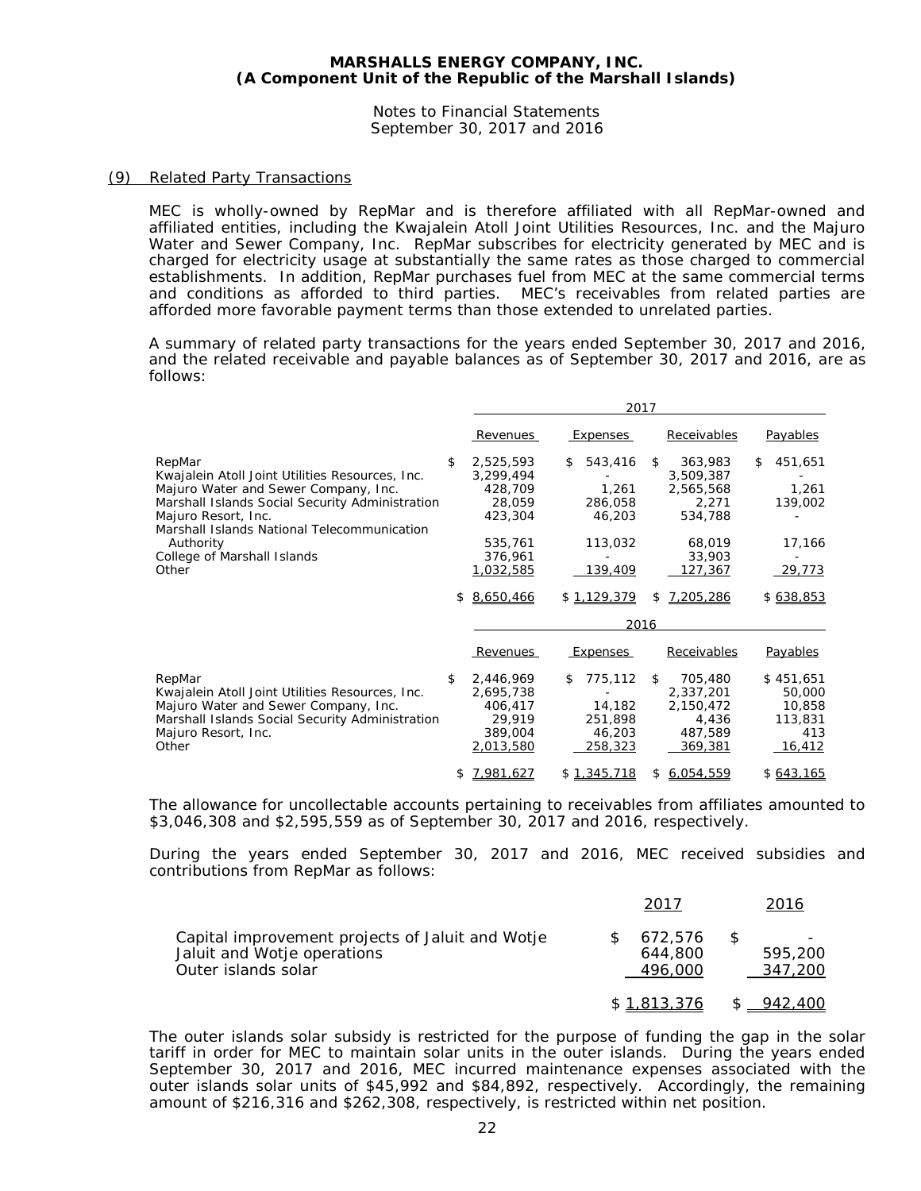**MARSHALLS ENERGY COMPANY, INC.**
**(A Component Unit of the Republic of the Marshall Islands)**

Notes to Financial Statements
September 30, 2017 and 2016

## (9) Related Party Transactions

MEC is wholly-owned by RepMar and is therefore affiliated with all RepMar-owned and affiliated entities, including the Kwajalein Atoll Joint Utilities Resources, Inc. and the Majuro Water and Sewer Company, Inc. RepMar subscribes for electricity generated by MEC and is charged for electricity usage at substantially the same rates as those charged to commercial establishments. In addition, RepMar purchases fuel from MEC at the same commercial terms and conditions as afforded to third parties. MEC's receivables from related parties are afforded more favorable payment terms than those extended to unrelated parties.

A summary of related party transactions for the years ended September 30, 2017 and 2016, and the related receivable and payable balances as of September 30, 2017 and 2016, are as follows:

| | 2017 | | | |
|---|---|---|---|---|
| | Revenues | Expenses | Receivables | Payables |
| RepMar | $ 2,525,593 | $ 543,416 | $ 363,983 | $ 451,651 |
| Kwajalein Atoll Joint Utilities Resources, Inc. | 3,299,494 | - | 3,509,387 | - |
| Majuro Water and Sewer Company, Inc. | 428,709 | 1,261 | 2,565,568 | 1,261 |
| Marshall Islands Social Security Administration | 28,059 | 286,058 | 2,271 | 139,002 |
| Majuro Resort, Inc. | 423,304 | 46,203 | 534,788 | - |
| Marshall Islands National Telecommunication Authority | 535,761 | 113,032 | 68,019 | 17,166 |
| College of Marshall Islands | 376,961 | - | 33,903 | - |
| Other | 1,032,585 | 139,409 | 127,367 | 29,773 |
| | $ 8,650,466 | $ 1,129,379 | $ 7,205,286 | $ 638,853 |

| | 2016 | | | |
|---|---|---|---|---|
| | Revenues | Expenses | Receivables | Payables |
| RepMar | $ 2,446,969 | $ 775,112 | $ 705,480 | $ 451,651 |
| Kwajalein Atoll Joint Utilities Resources, Inc. | 2,695,738 | - | 2,337,201 | 50,000 |
| Majuro Water and Sewer Company, Inc. | 406,417 | 14,182 | 2,150,472 | 10,858 |
| Marshall Islands Social Security Administration | 29,919 | 251,898 | 4,436 | 113,831 |
| Majuro Resort, Inc. | 389,004 | 46,203 | 487,589 | 413 |
| Other | 2,013,580 | 258,323 | 369,381 | 16,412 |
| | $ 7,981,627 | $ 1,345,718 | $ 6,054,559 | $ 643,165 |

The allowance for uncollectable accounts pertaining to receivables from affiliates amounted to $3,046,308 and $2,595,559 as of September 30, 2017 and 2016, respectively.

During the years ended September 30, 2017 and 2016, MEC received subsidies and contributions from RepMar as follows:

| | 2017 | 2016 |
|---|---|---|
| Capital improvement projects of Jaluit and Wotje | $ 672,576 | $ - |
| Jaluit and Wotje operations | 644,800 | 595,200 |
| Outer islands solar | 496,000 | 347,200 |
| | $ 1,813,376 | $ 942,400 |

The outer islands solar subsidy is restricted for the purpose of funding the gap in the solar tariff in order for MEC to maintain solar units in the outer islands. During the years ended September 30, 2017 and 2016, MEC incurred maintenance expenses associated with the outer islands solar units of $45,992 and $84,892, respectively. Accordingly, the remaining amount of $216,316 and $262,308, respectively, is restricted within net position.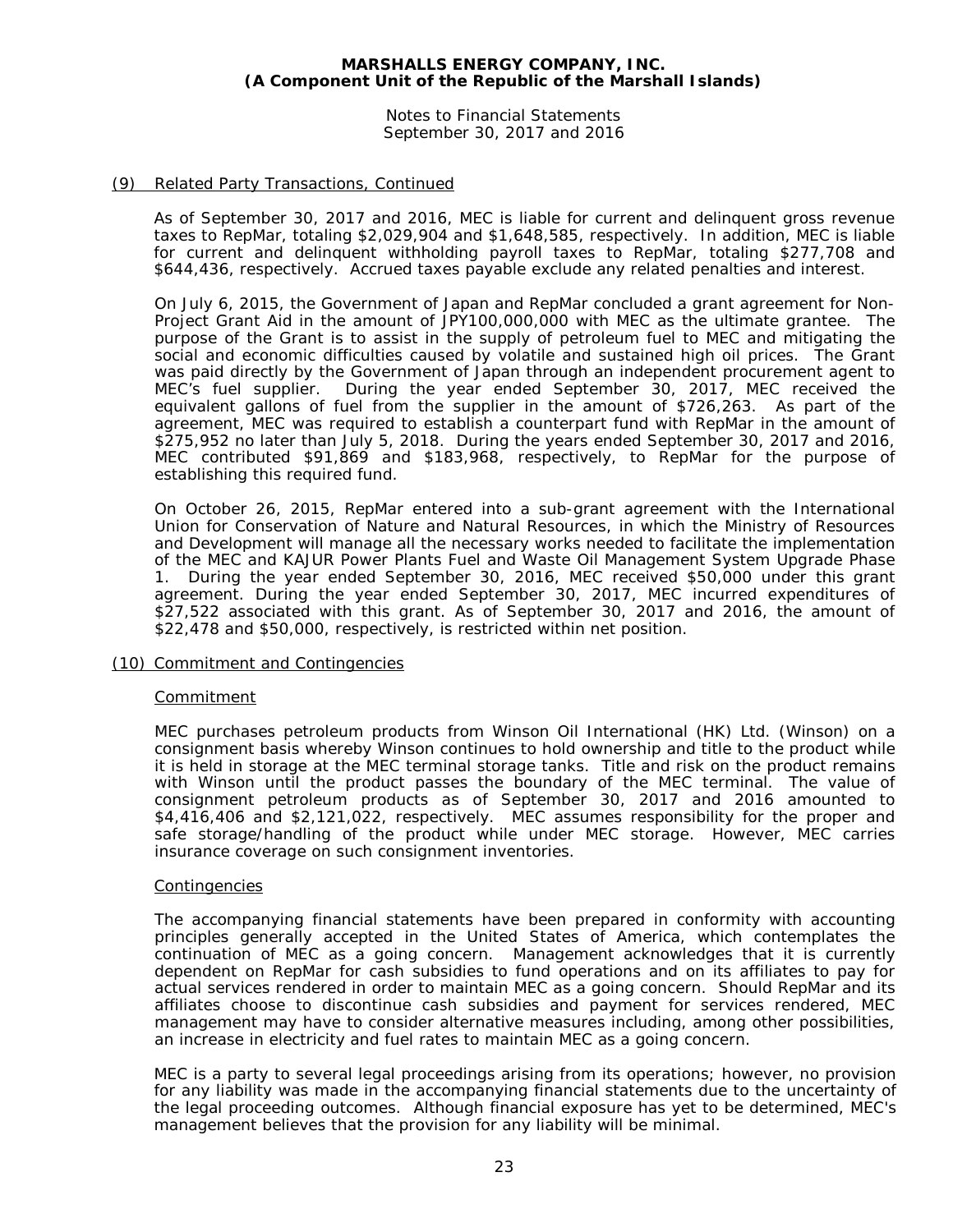## (9) Related Party Transactions, Continued

As of September 30, 2017 and 2016, MEC is liable for current and delinquent gross revenue taxes to RepMar, totaling $2,029,904 and $1,648,585, respectively. In addition, MEC is liable for current and delinquent withholding payroll taxes to RepMar, totaling $277,708 and $644,436, respectively. Accrued taxes payable exclude any related penalties and interest.

On July 6, 2015, the Government of Japan and RepMar concluded a grant agreement for Non-Project Grant Aid in the amount of JPY100,000,000 with MEC as the ultimate grantee. The purpose of the Grant is to assist in the supply of petroleum fuel to MEC and mitigating the social and economic difficulties caused by volatile and sustained high oil prices. The Grant was paid directly by the Government of Japan through an independent procurement agent to MEC's fuel supplier. During the year ended September 30, 2017, MEC received the equivalent gallons of fuel from the supplier in the amount of $726,263. As part of the agreement, MEC was required to establish a counterpart fund with RepMar in the amount of $275,952 no later than July 5, 2018. During the years ended September 30, 2017 and 2016, MEC contributed $91,869 and $183,968, respectively, to RepMar for the purpose of establishing this required fund.

On October 26, 2015, RepMar entered into a sub-grant agreement with the International Union for Conservation of Nature and Natural Resources, in which the Ministry of Resources and Development will manage all the necessary works needed to facilitate the implementation of the MEC and KAJUR Power Plants Fuel and Waste Oil Management System Upgrade Phase 1. During the year ended September 30, 2016, MEC received $50,000 under this grant agreement. During the year ended September 30, 2017, MEC incurred expenditures of $27,522 associated with this grant. As of September 30, 2017 and 2016, the amount of $22,478 and $50,000, respectively, is restricted within net position.

## (10) Commitment and Contingencies

### Commitment

MEC purchases petroleum products from Winson Oil International (HK) Ltd. (Winson) on a consignment basis whereby Winson continues to hold ownership and title to the product while it is held in storage at the MEC terminal storage tanks. Title and risk on the product remains with Winson until the product passes the boundary of the MEC terminal. The value of consignment petroleum products as of September 30, 2017 and 2016 amounted to $4,416,406 and $2,121,022, respectively. MEC assumes responsibility for the proper and safe storage/handling of the product while under MEC storage. However, MEC carries insurance coverage on such consignment inventories.

### Contingencies

The accompanying financial statements have been prepared in conformity with accounting principles generally accepted in the United States of America, which contemplates the continuation of MEC as a going concern. Management acknowledges that it is currently dependent on RepMar for cash subsidies to fund operations and on its affiliates to pay for actual services rendered in order to maintain MEC as a going concern. Should RepMar and its affiliates choose to discontinue cash subsidies and payment for services rendered, MEC management may have to consider alternative measures including, among other possibilities, an increase in electricity and fuel rates to maintain MEC as a going concern.

MEC is a party to several legal proceedings arising from its operations; however, no provision for any liability was made in the accompanying financial statements due to the uncertainty of the legal proceeding outcomes. Although financial exposure has yet to be determined, MEC's management believes that the provision for any liability will be minimal.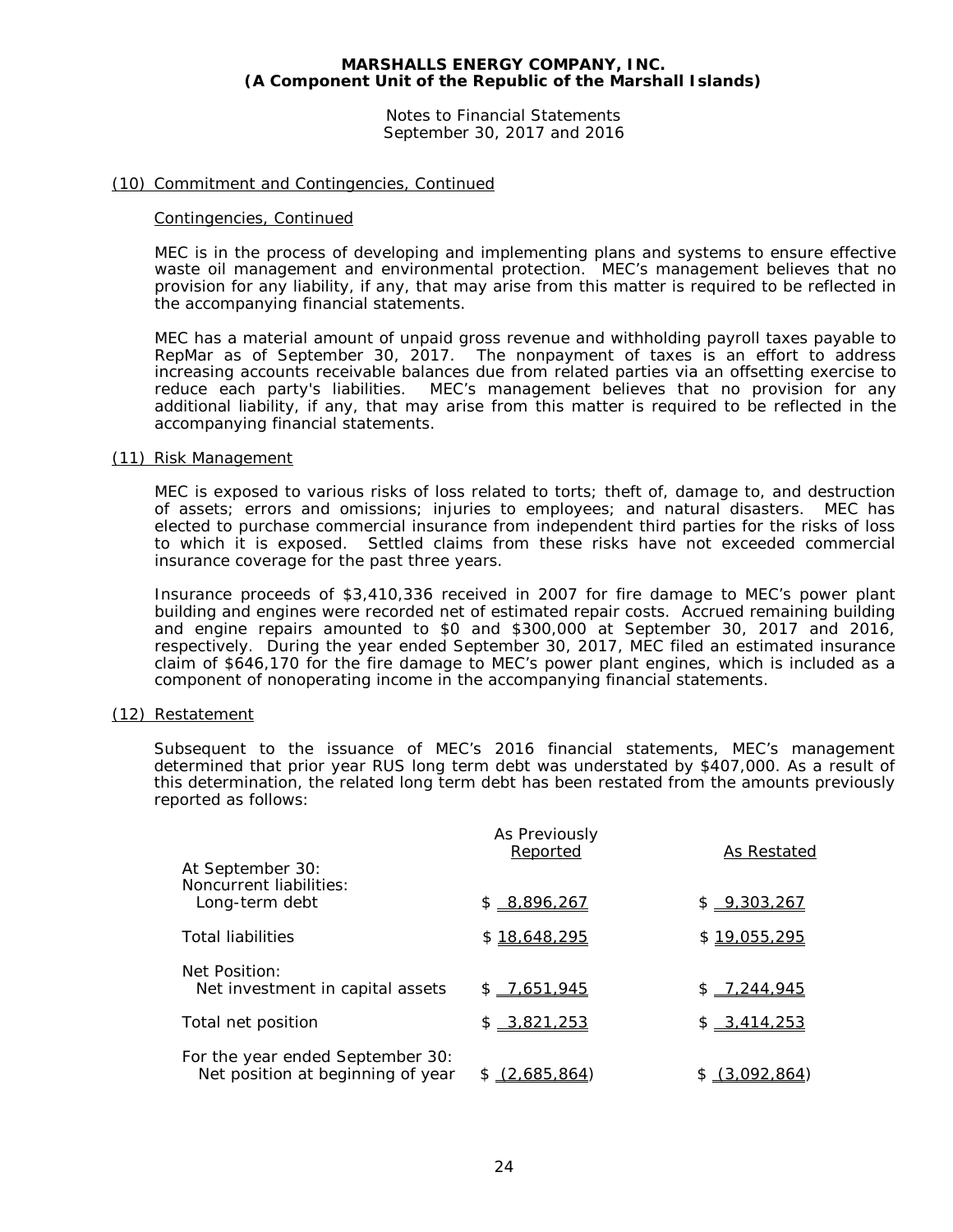MARSHALLS ENERGY COMPANY, INC.
(A Component Unit of the Republic of the Marshall Islands)

Notes to Financial Statements
September 30, 2017 and 2016

## (10) Commitment and Contingencies, Continued

### Contingencies, Continued

MEC is in the process of developing and implementing plans and systems to ensure effective waste oil management and environmental protection. MEC's management believes that no provision for any liability, if any, that may arise from this matter is required to be reflected in the accompanying financial statements.

MEC has a material amount of unpaid gross revenue and withholding payroll taxes payable to RepMar as of September 30, 2017. The nonpayment of taxes is an effort to address increasing accounts receivable balances due from related parties via an offsetting exercise to reduce each party's liabilities. MEC's management believes that no provision for any additional liability, if any, that may arise from this matter is required to be reflected in the accompanying financial statements.

## (11) Risk Management

MEC is exposed to various risks of loss related to torts; theft of, damage to, and destruction of assets; errors and omissions; injuries to employees; and natural disasters. MEC has elected to purchase commercial insurance from independent third parties for the risks of loss to which it is exposed. Settled claims from these risks have not exceeded commercial insurance coverage for the past three years.

Insurance proceeds of $3,410,336 received in 2007 for fire damage to MEC's power plant building and engines were recorded net of estimated repair costs. Accrued remaining building and engine repairs amounted to $0 and $300,000 at September 30, 2017 and 2016, respectively. During the year ended September 30, 2017, MEC filed an estimated insurance claim of $646,170 for the fire damage to MEC's power plant engines, which is included as a component of nonoperating income in the accompanying financial statements.

## (12) Restatement

Subsequent to the issuance of MEC's 2016 financial statements, MEC's management determined that prior year RUS long term debt was understated by $407,000. As a result of this determination, the related long term debt has been restated from the amounts previously reported as follows:

| | As Previously Reported | As Restated |
|---|---|---|
| At September 30: | | |
| Noncurrent liabilities: | | |
| Long-term debt | $ 8,896,267 | $ 9,303,267 |
| Total liabilities | $ 18,648,295 | $ 19,055,295 |
| Net Position: | | |
| Net investment in capital assets | $ 7,651,945 | $ 7,244,945 |
| Total net position | $ 3,821,253 | $ 3,414,253 |
| For the year ended September 30: | | |
| Net position at beginning of year | $ (2,685,864) | $ (3,092,864) |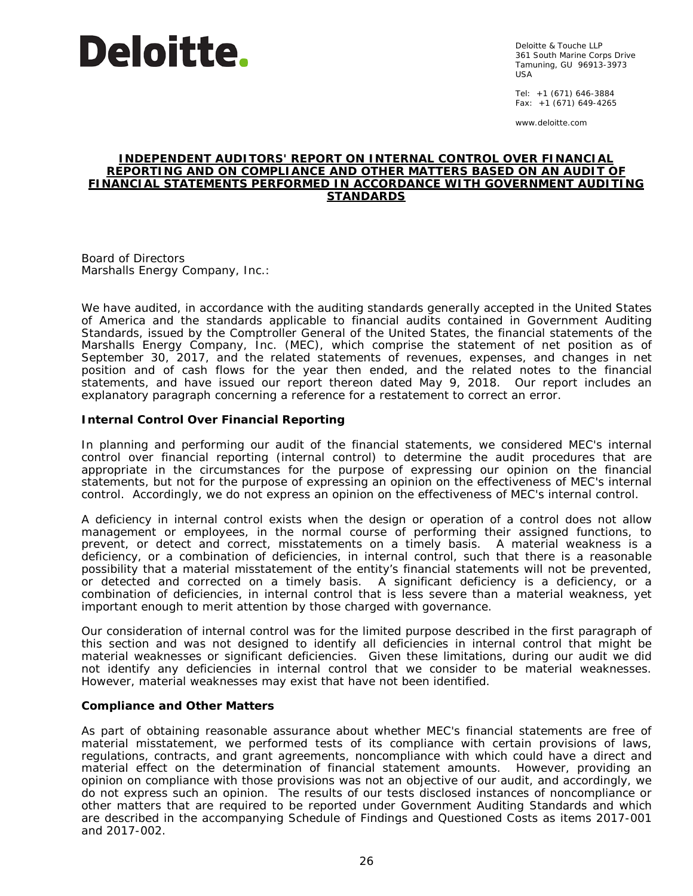Deloitte.

Deloitte & Touche LLP
361 South Marine Corps Drive
Tamuning, GU 96913-3973
USA

Tel: +1 (671) 646-3884
Fax: +1 (671) 649-4265

www.deloitte.com

# INDEPENDENT AUDITORS' REPORT ON INTERNAL CONTROL OVER FINANCIAL REPORTING AND ON COMPLIANCE AND OTHER MATTERS BASED ON AN AUDIT OF FINANCIAL STATEMENTS PERFORMED IN ACCORDANCE WITH GOVERNMENT AUDITING STANDARDS

Board of Directors
Marshalls Energy Company, Inc.:

We have audited, in accordance with the auditing standards generally accepted in the United States of America and the standards applicable to financial audits contained in Government Auditing Standards, issued by the Comptroller General of the United States, the financial statements of the Marshalls Energy Company, Inc. (MEC), which comprise the statement of net position as of September 30, 2017, and the related statements of revenues, expenses, and changes in net position and of cash flows for the year then ended, and the related notes to the financial statements, and have issued our report thereon dated May 9, 2018. Our report includes an explanatory paragraph concerning a reference for a restatement to correct an error.

## Internal Control Over Financial Reporting

In planning and performing our audit of the financial statements, we considered MEC's internal control over financial reporting (internal control) to determine the audit procedures that are appropriate in the circumstances for the purpose of expressing our opinion on the financial statements, but not for the purpose of expressing an opinion on the effectiveness of MEC's internal control. Accordingly, we do not express an opinion on the effectiveness of MEC's internal control.

A deficiency in internal control exists when the design or operation of a control does not allow management or employees, in the normal course of performing their assigned functions, to prevent, or detect and correct, misstatements on a timely basis. A material weakness is a deficiency, or a combination of deficiencies, in internal control, such that there is a reasonable possibility that a material misstatement of the entity's financial statements will not be prevented, or detected and corrected on a timely basis. A significant deficiency is a deficiency, or a combination of deficiencies, in internal control that is less severe than a material weakness, yet important enough to merit attention by those charged with governance.

Our consideration of internal control was for the limited purpose described in the first paragraph of this section and was not designed to identify all deficiencies in internal control that might be material weaknesses or significant deficiencies. Given these limitations, during our audit we did not identify any deficiencies in internal control that we consider to be material weaknesses. However, material weaknesses may exist that have not been identified.

## Compliance and Other Matters

As part of obtaining reasonable assurance about whether MEC's financial statements are free of material misstatement, we performed tests of its compliance with certain provisions of laws, regulations, contracts, and grant agreements, noncompliance with which could have a direct and material effect on the determination of financial statement amounts. However, providing an opinion on compliance with those provisions was not an objective of our audit, and accordingly, we do not express such an opinion. The results of our tests disclosed instances of noncompliance or other matters that are required to be reported under Government Auditing Standards and which are described in the accompanying Schedule of Findings and Questioned Costs as items 2017-001 and 2017-002.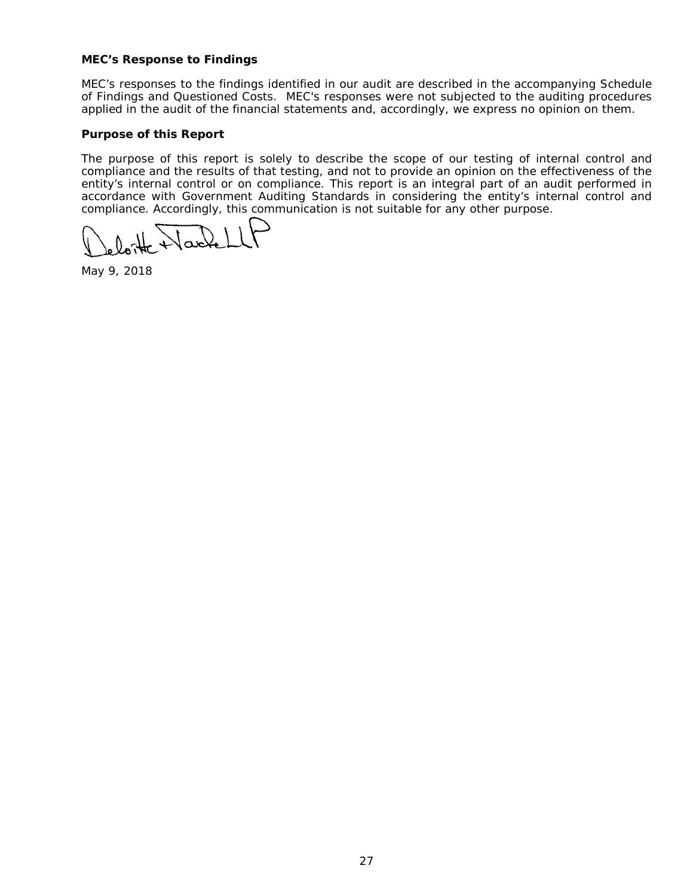**MEC's Response to Findings**

MEC's responses to the findings identified in our audit are described in the accompanying Schedule of Findings and Questioned Costs. MEC's responses were not subjected to the auditing procedures applied in the audit of the financial statements and, accordingly, we express no opinion on them.

**Purpose of this Report**

The purpose of this report is solely to describe the scope of our testing of internal control and compliance and the results of that testing, and not to provide an opinion on the effectiveness of the entity's internal control or on compliance. This report is an integral part of an audit performed in accordance with Government Auditing Standards in considering the entity's internal control and compliance. Accordingly, this communication is not suitable for any other purpose.

Deloitte + Touche LLP

May 9, 2018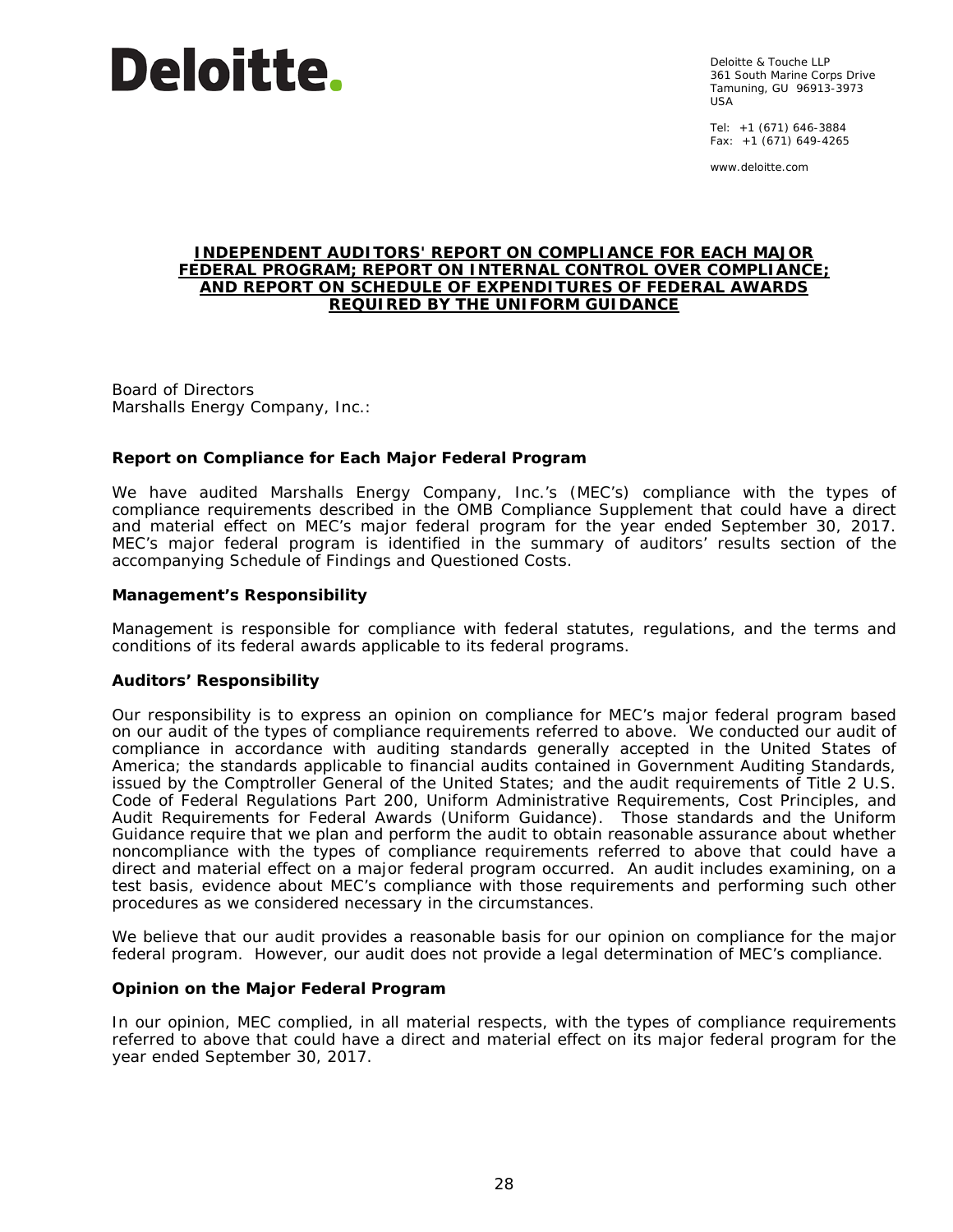Deloitte.

Deloitte & Touche LLP
361 South Marine Corps Drive
Tamuning, GU 96913-3973
USA

Tel: +1 (671) 646-3884
Fax: +1 (671) 649-4265

www.deloitte.com

# INDEPENDENT AUDITORS' REPORT ON COMPLIANCE FOR EACH MAJOR FEDERAL PROGRAM; REPORT ON INTERNAL CONTROL OVER COMPLIANCE; AND REPORT ON SCHEDULE OF EXPENDITURES OF FEDERAL AWARDS REQUIRED BY THE UNIFORM GUIDANCE

Board of Directors
Marshalls Energy Company, Inc.:

**Report on Compliance for Each Major Federal Program**

We have audited Marshalls Energy Company, Inc.'s (MEC's) compliance with the types of compliance requirements described in the OMB Compliance Supplement that could have a direct and material effect on MEC's major federal program for the year ended September 30, 2017. MEC's major federal program is identified in the summary of auditors' results section of the accompanying Schedule of Findings and Questioned Costs.

**Management's Responsibility**

Management is responsible for compliance with federal statutes, regulations, and the terms and conditions of its federal awards applicable to its federal programs.

**Auditors' Responsibility**

Our responsibility is to express an opinion on compliance for MEC's major federal program based on our audit of the types of compliance requirements referred to above. We conducted our audit of compliance in accordance with auditing standards generally accepted in the United States of America; the standards applicable to financial audits contained in Government Auditing Standards, issued by the Comptroller General of the United States; and the audit requirements of Title 2 U.S. Code of Federal Regulations Part 200, Uniform Administrative Requirements, Cost Principles, and Audit Requirements for Federal Awards (Uniform Guidance). Those standards and the Uniform Guidance require that we plan and perform the audit to obtain reasonable assurance about whether noncompliance with the types of compliance requirements referred to above that could have a direct and material effect on a major federal program occurred. An audit includes examining, on a test basis, evidence about MEC's compliance with those requirements and performing such other procedures as we considered necessary in the circumstances.

We believe that our audit provides a reasonable basis for our opinion on compliance for the major federal program. However, our audit does not provide a legal determination of MEC's compliance.

**Opinion on the Major Federal Program**

In our opinion, MEC complied, in all material respects, with the types of compliance requirements referred to above that could have a direct and material effect on its major federal program for the year ended September 30, 2017.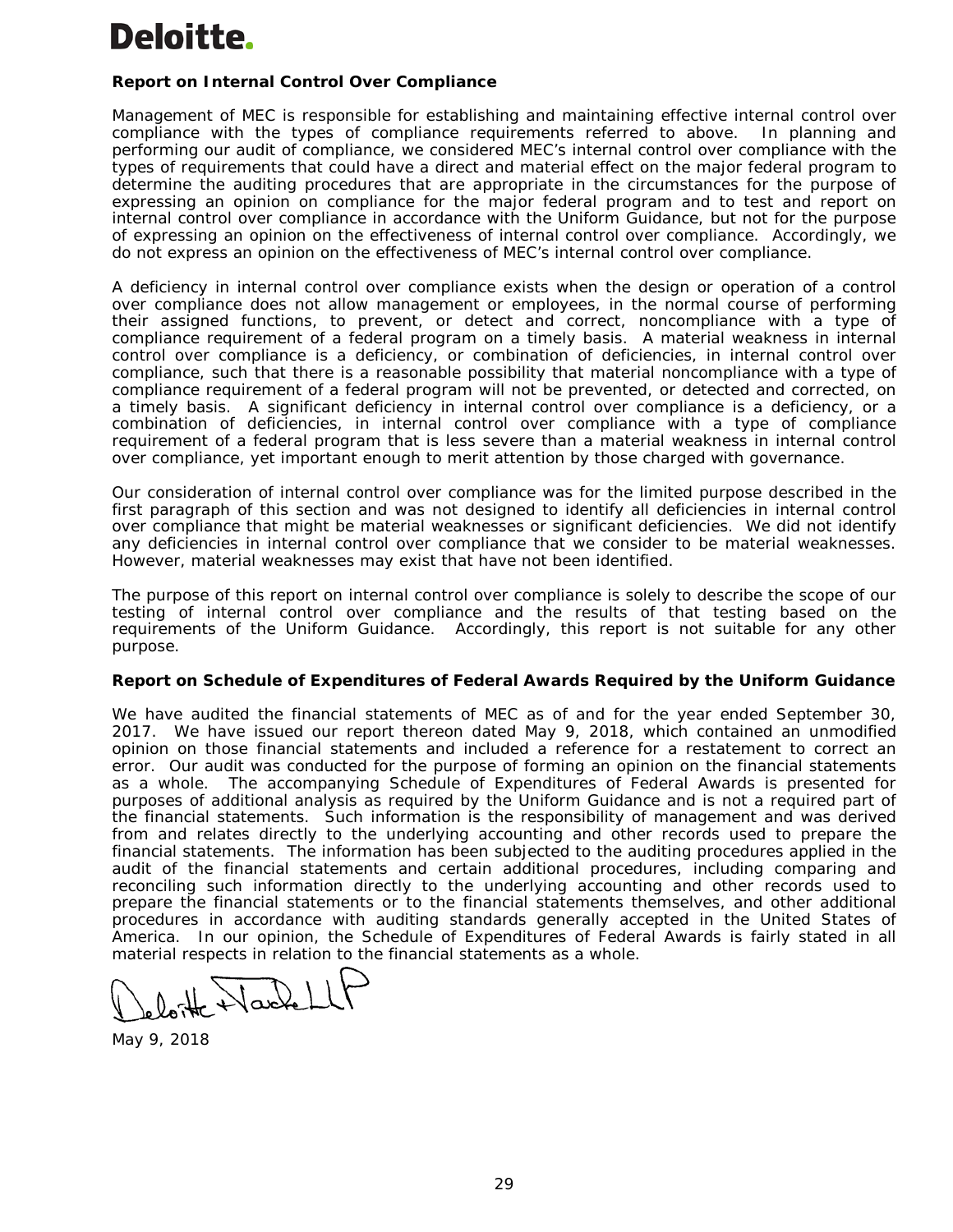**Deloitte.**

**Report on Internal Control Over Compliance**

Management of MEC is responsible for establishing and maintaining effective internal control over compliance with the types of compliance requirements referred to above. In planning and performing our audit of compliance, we considered MEC's internal control over compliance with the types of requirements that could have a direct and material effect on the major federal program to determine the auditing procedures that are appropriate in the circumstances for the purpose of expressing an opinion on compliance for the major federal program and to test and report on internal control over compliance in accordance with the Uniform Guidance, but not for the purpose of expressing an opinion on the effectiveness of internal control over compliance. Accordingly, we do not express an opinion on the effectiveness of MEC's internal control over compliance.

A deficiency in internal control over compliance exists when the design or operation of a control over compliance does not allow management or employees, in the normal course of performing their assigned functions, to prevent, or detect and correct, noncompliance with a type of compliance requirement of a federal program on a timely basis. A material weakness in internal control over compliance is a deficiency, or combination of deficiencies, in internal control over compliance, such that there is a reasonable possibility that material noncompliance with a type of compliance requirement of a federal program will not be prevented, or detected and corrected, on a timely basis. A significant deficiency in internal control over compliance is a deficiency, or a combination of deficiencies, in internal control over compliance with a type of compliance requirement of a federal program that is less severe than a material weakness in internal control over compliance, yet important enough to merit attention by those charged with governance.

Our consideration of internal control over compliance was for the limited purpose described in the first paragraph of this section and was not designed to identify all deficiencies in internal control over compliance that might be material weaknesses or significant deficiencies. We did not identify any deficiencies in internal control over compliance that we consider to be material weaknesses. However, material weaknesses may exist that have not been identified.

The purpose of this report on internal control over compliance is solely to describe the scope of our testing of internal control over compliance and the results of that testing based on the requirements of the Uniform Guidance. Accordingly, this report is not suitable for any other purpose.

**Report on Schedule of Expenditures of Federal Awards Required by the Uniform Guidance**

We have audited the financial statements of MEC as of and for the year ended September 30, 2017. We have issued our report thereon dated May 9, 2018, which contained an unmodified opinion on those financial statements and included a reference for a restatement to correct an error. Our audit was conducted for the purpose of forming an opinion on the financial statements as a whole. The accompanying Schedule of Expenditures of Federal Awards is presented for purposes of additional analysis as required by the Uniform Guidance and is not a required part of the financial statements. Such information is the responsibility of management and was derived from and relates directly to the underlying accounting and other records used to prepare the financial statements. The information has been subjected to the auditing procedures applied in the audit of the financial statements and certain additional procedures, including comparing and reconciling such information directly to the underlying accounting and other records used to prepare the financial statements or to the financial statements themselves, and other additional procedures in accordance with auditing standards generally accepted in the United States of America. In our opinion, the Schedule of Expenditures of Federal Awards is fairly stated in all material respects in relation to the financial statements as a whole.

Deloitte & Touche LLP

May 9, 2018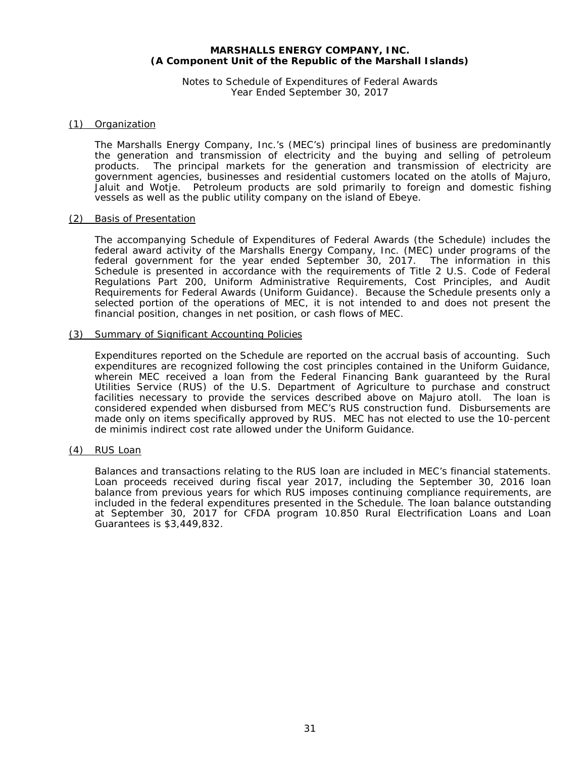**MARSHALLS ENERGY COMPANY, INC.**
**(A Component Unit of the Republic of the Marshall Islands)**

Notes to Schedule of Expenditures of Federal Awards
Year Ended September 30, 2017

## (1) Organization

The Marshalls Energy Company, Inc.'s (MEC's) principal lines of business are predominantly the generation and transmission of electricity and the buying and selling of petroleum products. The principal markets for the generation and transmission of electricity are government agencies, businesses and residential customers located on the atolls of Majuro, Jaluit and Wotje. Petroleum products are sold primarily to foreign and domestic fishing vessels as well as the public utility company on the island of Ebeye.

## (2) Basis of Presentation

The accompanying Schedule of Expenditures of Federal Awards (the Schedule) includes the federal award activity of the Marshalls Energy Company, Inc. (MEC) under programs of the federal government for the year ended September 30, 2017. The information in this Schedule is presented in accordance with the requirements of Title 2 U.S. Code of Federal Regulations Part 200, Uniform Administrative Requirements, Cost Principles, and Audit Requirements for Federal Awards (Uniform Guidance). Because the Schedule presents only a selected portion of the operations of MEC, it is not intended to and does not present the financial position, changes in net position, or cash flows of MEC.

## (3) Summary of Significant Accounting Policies

Expenditures reported on the Schedule are reported on the accrual basis of accounting. Such expenditures are recognized following the cost principles contained in the Uniform Guidance, wherein MEC received a loan from the Federal Financing Bank guaranteed by the Rural Utilities Service (RUS) of the U.S. Department of Agriculture to purchase and construct facilities necessary to provide the services described above on Majuro atoll. The loan is considered expended when disbursed from MEC's RUS construction fund. Disbursements are made only on items specifically approved by RUS. MEC has not elected to use the 10-percent de minimis indirect cost rate allowed under the Uniform Guidance.

## (4) RUS Loan

Balances and transactions relating to the RUS loan are included in MEC's financial statements. Loan proceeds received during fiscal year 2017, including the September 30, 2016 loan balance from previous years for which RUS imposes continuing compliance requirements, are included in the federal expenditures presented in the Schedule. The loan balance outstanding at September 30, 2017 for CFDA program 10.850 Rural Electrification Loans and Loan Guarantees is $3,449,832.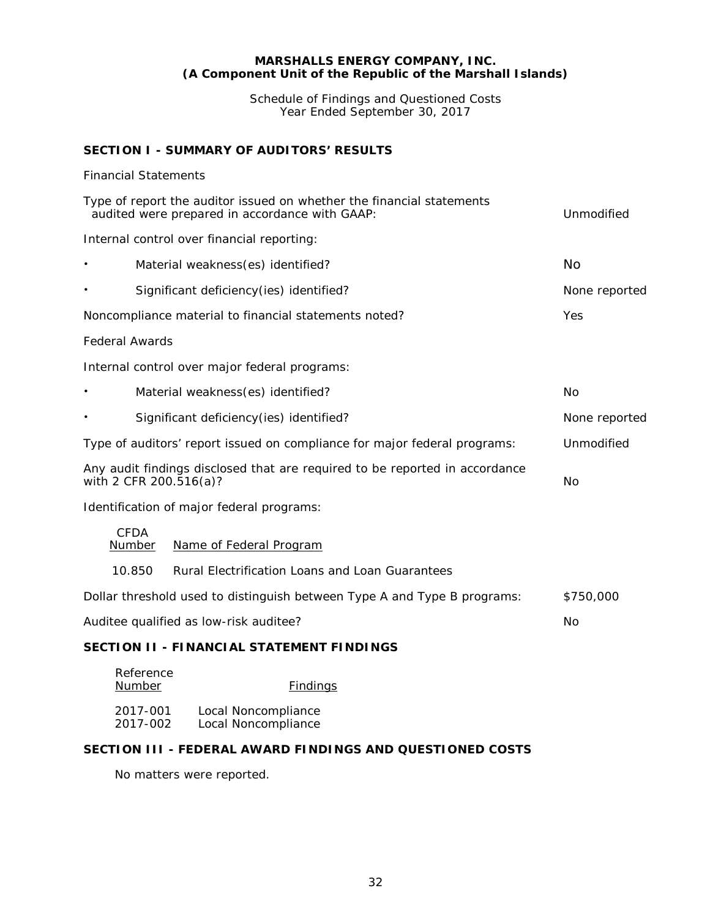**MARSHALLS ENERGY COMPANY, INC.**
**(A Component Unit of the Republic of the Marshall Islands)**

Schedule of Findings and Questioned Costs
Year Ended September 30, 2017

## SECTION I - SUMMARY OF AUDITORS' RESULTS

Financial Statements

| | |
|---|---|
| Type of report the auditor issued on whether the financial statements audited were prepared in accordance with GAAP: | Unmodified |
| Internal control over financial reporting: | |
| • Material weakness(es) identified? | No |
| • Significant deficiency(ies) identified? | None reported |
| Noncompliance material to financial statements noted? | Yes |

Federal Awards

| | |
|---|---|
| Internal control over major federal programs: | |
| • Material weakness(es) identified? | No |
| • Significant deficiency(ies) identified? | None reported |
| Type of auditors' report issued on compliance for major federal programs: | Unmodified |
| Any audit findings disclosed that are required to be reported in accordance with 2 CFR 200.516(a)? | No |

Identification of major federal programs:

| CFDA Number | Name of Federal Program |
|---|---|
| 10.850 | Rural Electrification Loans and Loan Guarantees |

| | |
|---|---|
| Dollar threshold used to distinguish between Type A and Type B programs: | \$750,000 |
| Auditee qualified as low-risk auditee? | No |

## SECTION II - FINANCIAL STATEMENT FINDINGS

| Reference Number | Findings |
|---|---|
| 2017-001 | Local Noncompliance |
| 2017-002 | Local Noncompliance |

## SECTION III - FEDERAL AWARD FINDINGS AND QUESTIONED COSTS

No matters were reported.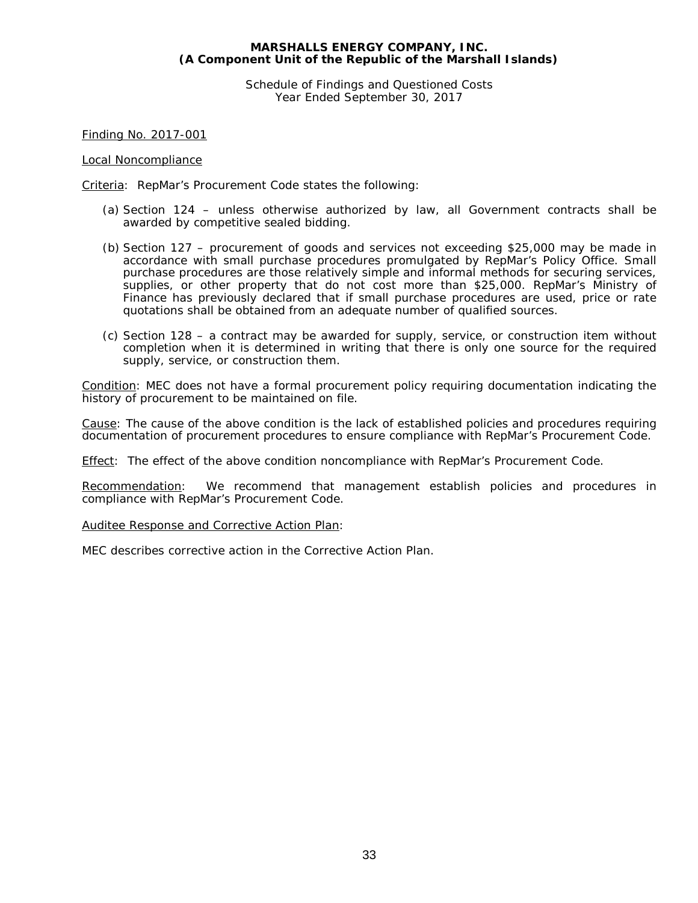**MARSHALLS ENERGY COMPANY, INC.**
**(A Component Unit of the Republic of the Marshall Islands)**

Schedule of Findings and Questioned Costs
Year Ended September 30, 2017

Finding No. 2017-001

Local Noncompliance

Criteria: RepMar's Procurement Code states the following:

(a) Section 124 – unless otherwise authorized by law, all Government contracts shall be awarded by competitive sealed bidding.

(b) Section 127 – procurement of goods and services not exceeding $25,000 may be made in accordance with small purchase procedures promulgated by RepMar's Policy Office. Small purchase procedures are those relatively simple and informal methods for securing services, supplies, or other property that do not cost more than $25,000. RepMar's Ministry of Finance has previously declared that if small purchase procedures are used, price or rate quotations shall be obtained from an adequate number of qualified sources.

(c) Section 128 – a contract may be awarded for supply, service, or construction item without completion when it is determined in writing that there is only one source for the required supply, service, or construction them.

Condition: MEC does not have a formal procurement policy requiring documentation indicating the history of procurement to be maintained on file.

Cause: The cause of the above condition is the lack of established policies and procedures requiring documentation of procurement procedures to ensure compliance with RepMar's Procurement Code.

Effect: The effect of the above condition noncompliance with RepMar's Procurement Code.

Recommendation: We recommend that management establish policies and procedures in compliance with RepMar's Procurement Code.

Auditee Response and Corrective Action Plan:

MEC describes corrective action in the Corrective Action Plan.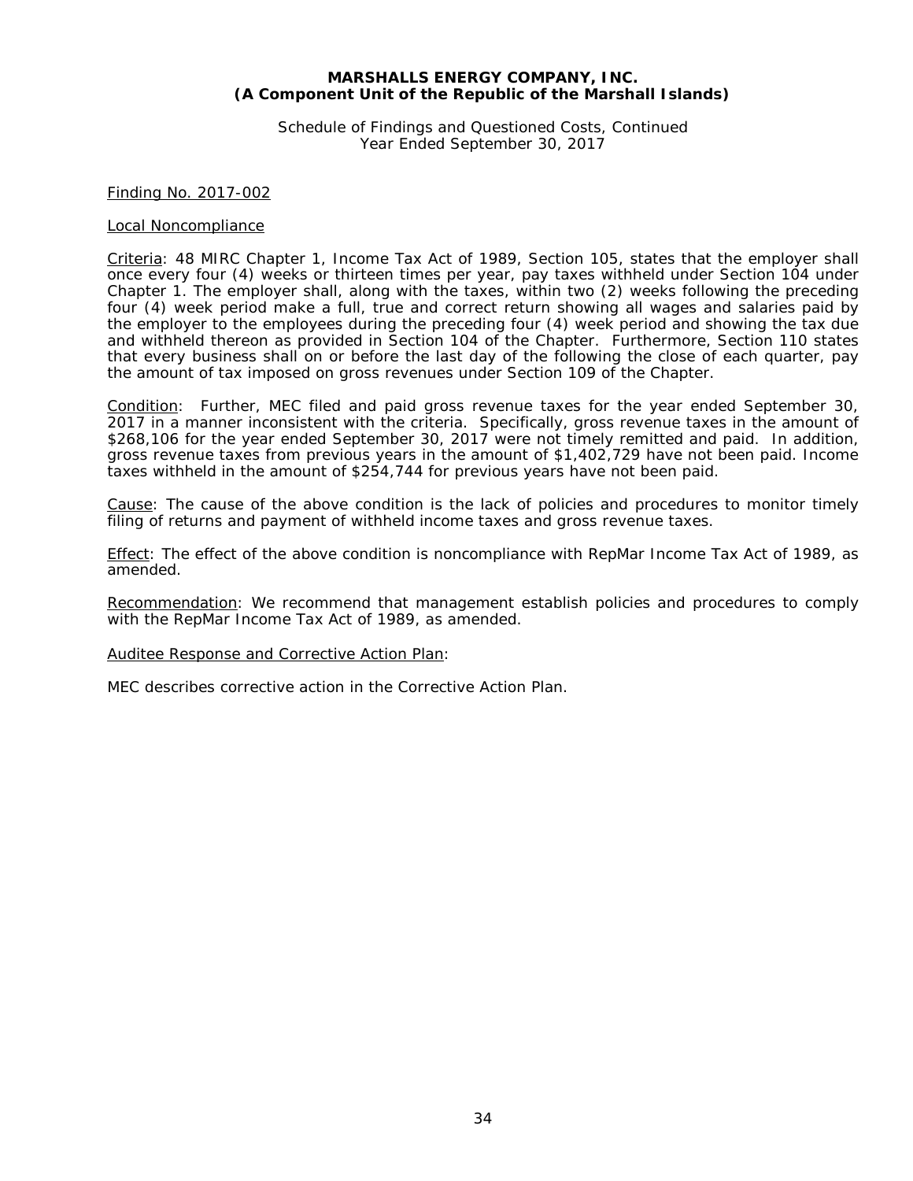Finding No. 2017-002

Local Noncompliance

Criteria: 48 MIRC Chapter 1, Income Tax Act of 1989, Section 105, states that the employer shall once every four (4) weeks or thirteen times per year, pay taxes withheld under Section 104 under Chapter 1. The employer shall, along with the taxes, within two (2) weeks following the preceding four (4) week period make a full, true and correct return showing all wages and salaries paid by the employer to the employees during the preceding four (4) week period and showing the tax due and withheld thereon as provided in Section 104 of the Chapter. Furthermore, Section 110 states that every business shall on or before the last day of the following the close of each quarter, pay the amount of tax imposed on gross revenues under Section 109 of the Chapter.

Condition: Further, MEC filed and paid gross revenue taxes for the year ended September 30, 2017 in a manner inconsistent with the criteria. Specifically, gross revenue taxes in the amount of $268,106 for the year ended September 30, 2017 were not timely remitted and paid. In addition, gross revenue taxes from previous years in the amount of $1,402,729 have not been paid. Income taxes withheld in the amount of $254,744 for previous years have not been paid.

Cause: The cause of the above condition is the lack of policies and procedures to monitor timely filing of returns and payment of withheld income taxes and gross revenue taxes.

Effect: The effect of the above condition is noncompliance with RepMar Income Tax Act of 1989, as amended.

Recommendation: We recommend that management establish policies and procedures to comply with the RepMar Income Tax Act of 1989, as amended.

Auditee Response and Corrective Action Plan:

MEC describes corrective action in the Corrective Action Plan.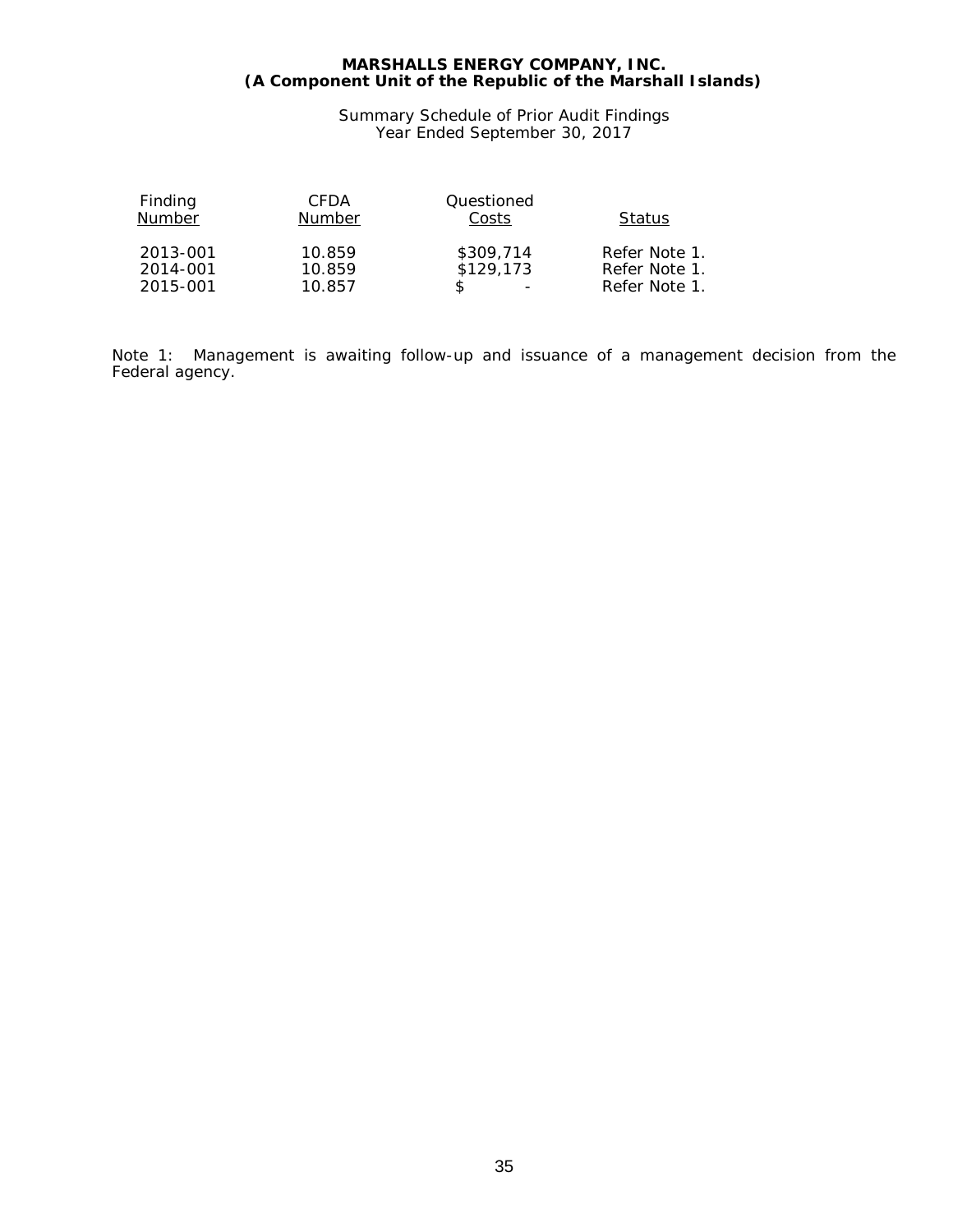**MARSHALLS ENERGY COMPANY, INC.**
**(A Component Unit of the Republic of the Marshall Islands)**

Summary Schedule of Prior Audit Findings
Year Ended September 30, 2017

| Finding Number | CFDA Number | Questioned Costs | Status |
|---|---|---|---|
| 2013-001 | 10.859 | $309,714 | Refer Note 1. |
| 2014-001 | 10.859 | $129,173 | Refer Note 1. |
| 2015-001 | 10.857 | $ - | Refer Note 1. |

Note 1: Management is awaiting follow-up and issuance of a management decision from the Federal agency.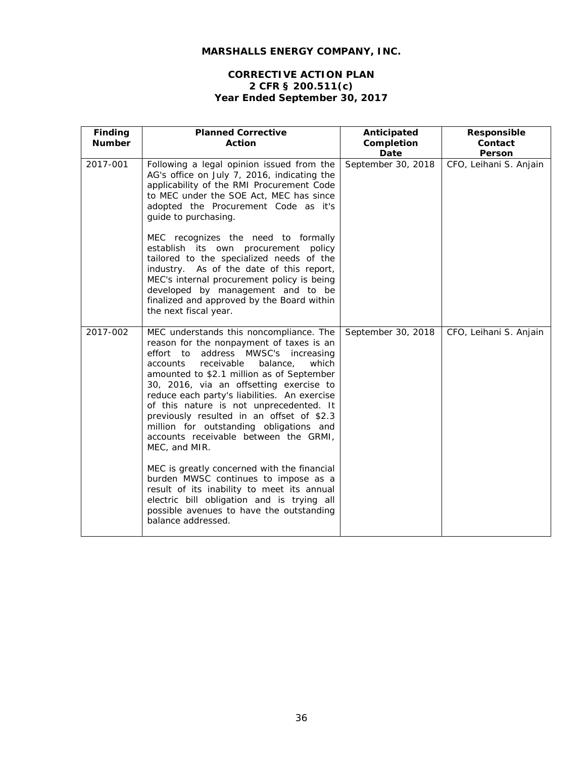# MARSHALLS ENERGY COMPANY, INC.

## CORRECTIVE ACTION PLAN
## 2 CFR § 200.511(c)
## Year Ended September 30, 2017

| Finding Number | Planned Corrective Action | Anticipated Completion Date | Responsible Contact Person |
|---|---|---|---|
| 2017-001 | Following a legal opinion issued from the AG's office on July 7, 2016, indicating the applicability of the RMI Procurement Code to MEC under the SOE Act, MEC has since adopted the Procurement Code as it's guide to purchasing.<br><br>MEC recognizes the need to formally establish its own procurement policy tailored to the specialized needs of the industry. As of the date of this report, MEC's internal procurement policy is being developed by management and to be finalized and approved by the Board within the next fiscal year. | September 30, 2018 | CFO, Leihani S. Anjain |
| 2017-002 | MEC understands this noncompliance. The reason for the nonpayment of taxes is an effort to address MWSC's increasing accounts receivable balance, which amounted to $2.1 million as of September 30, 2016, via an offsetting exercise to reduce each party's liabilities. An exercise of this nature is not unprecedented. It previously resulted in an offset of $2.3 million for outstanding obligations and accounts receivable between the GRMI, MEC, and MIR.<br><br>MEC is greatly concerned with the financial burden MWSC continues to impose as a result of its inability to meet its annual electric bill obligation and is trying all possible avenues to have the outstanding balance addressed. | September 30, 2018 | CFO, Leihani S. Anjain |